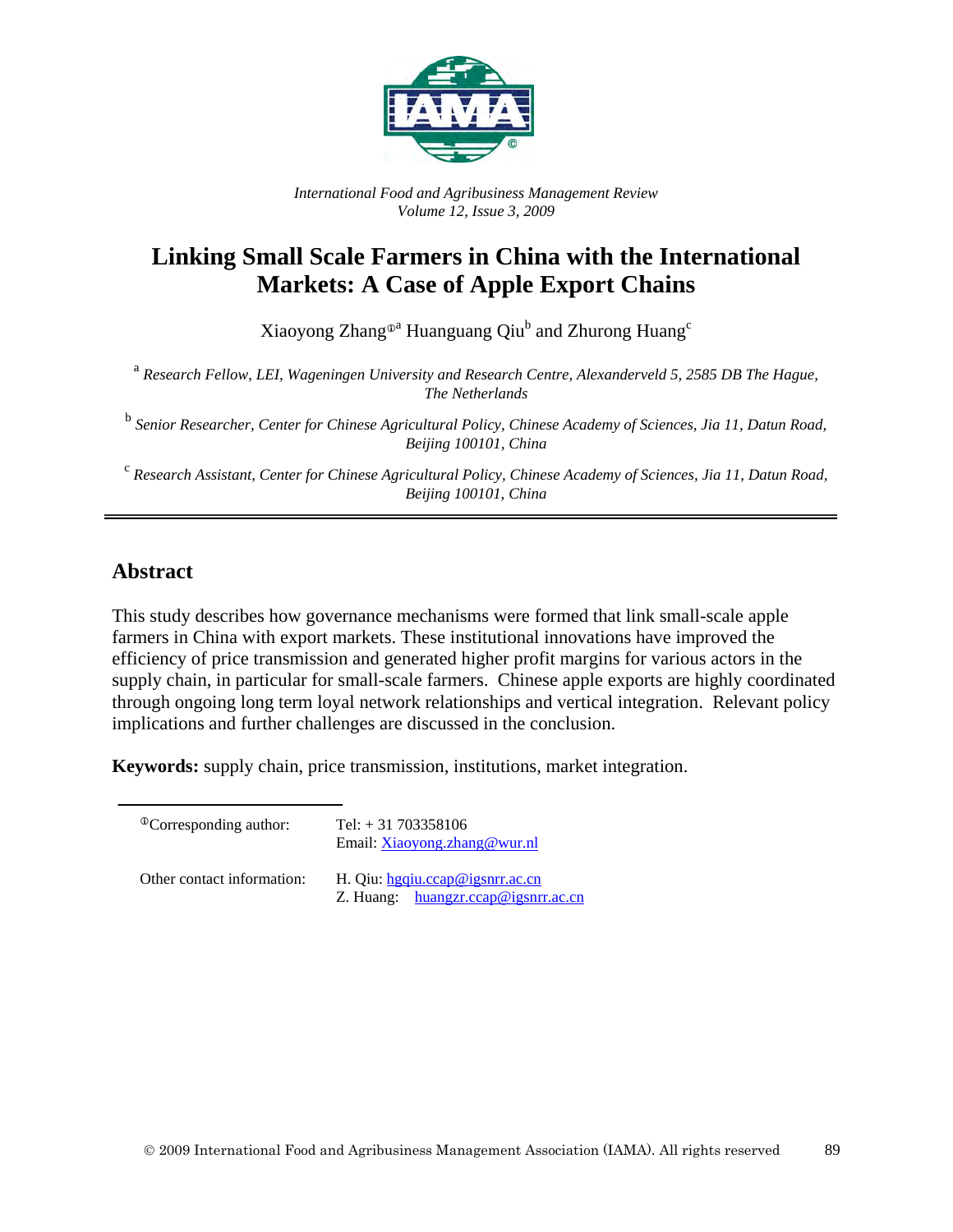*International Food and Agribusiness Management Review*
*Volume 12, Issue 3, 2009*

# Linking Small Scale Farmers in China with the International Markets: A Case of Apple Export Chains

Xiaoyong Zhang[①a] Huanguang Qiu[b] and Zhurong Huang[c]

[a] *Research Fellow, LEI, Wageningen University and Research Centre, Alexanderveld 5, 2585 DB The Hague, The Netherlands*

[b] *Senior Researcher, Center for Chinese Agricultural Policy, Chinese Academy of Sciences, Jia 11, Datun Road, Beijing 100101, China*

[c] *Research Assistant, Center for Chinese Agricultural Policy, Chinese Academy of Sciences, Jia 11, Datun Road, Beijing 100101, China*

---

## Abstract

This study describes how governance mechanisms were formed that link small-scale apple farmers in China with export markets. These institutional innovations have improved the efficiency of price transmission and generated higher profit margins for various actors in the supply chain, in particular for small-scale farmers. Chinese apple exports are highly coordinated through ongoing long term loyal network relationships and vertical integration. Relevant policy implications and further challenges are discussed in the conclusion.

**Keywords:** supply chain, price transmission, institutions, market integration.

---

[①]Corresponding author: Tel: + 31 703358106
Email: Xiaoyong.zhang@wur.nl

Other contact information: H. Qiu: hgqiu.ccap@igsnrr.ac.cn
Z. Huang: huangzr.ccap@igsnrr.ac.cn

© 2009 International Food and Agribusiness Management Association (IAMA). All rights reserved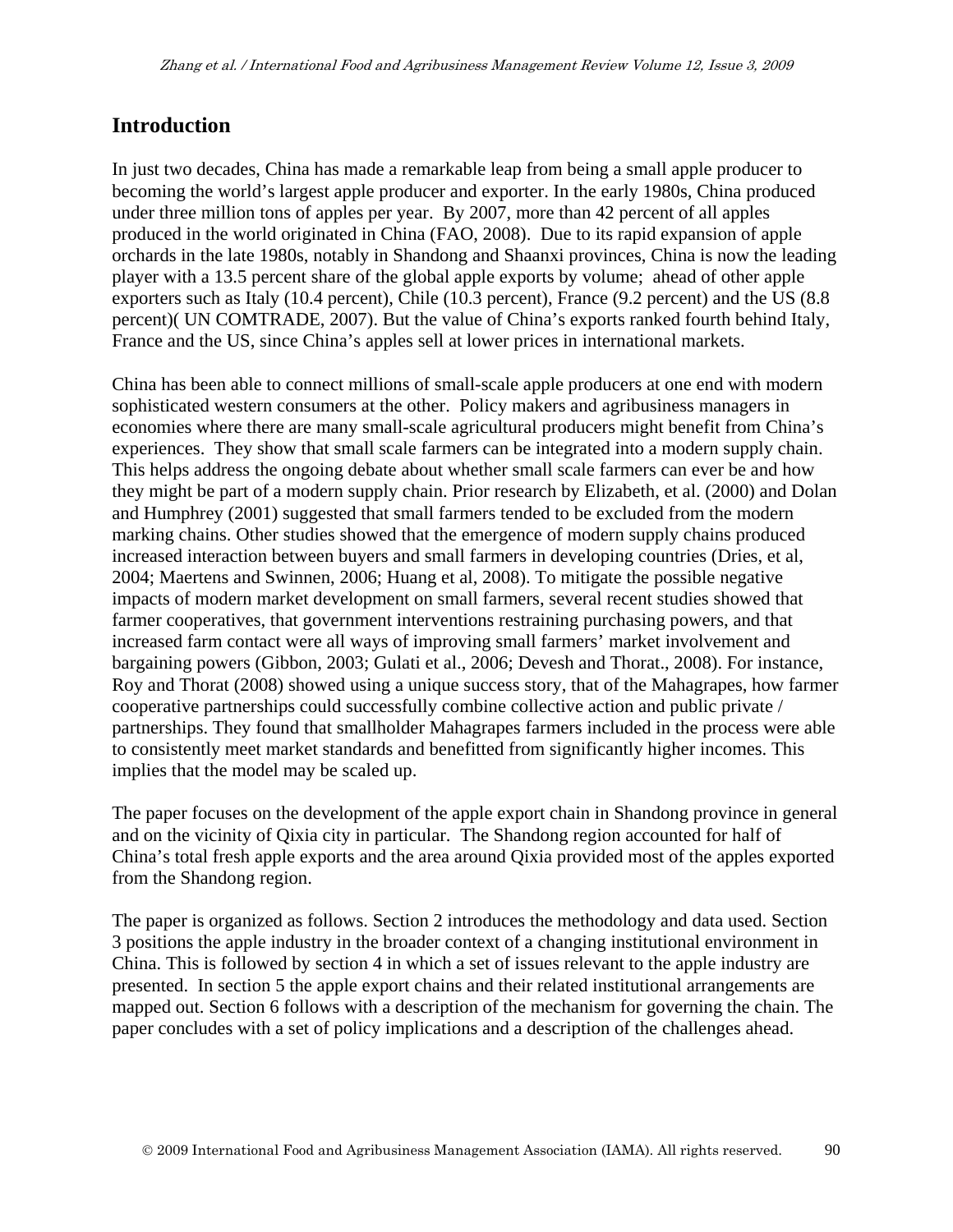## Introduction

In just two decades, China has made a remarkable leap from being a small apple producer to becoming the world's largest apple producer and exporter. In the early 1980s, China produced under three million tons of apples per year. By 2007, more than 42 percent of all apples produced in the world originated in China (FAO, 2008). Due to its rapid expansion of apple orchards in the late 1980s, notably in Shandong and Shaanxi provinces, China is now the leading player with a 13.5 percent share of the global apple exports by volume; ahead of other apple exporters such as Italy (10.4 percent), Chile (10.3 percent), France (9.2 percent) and the US (8.8 percent)( UN COMTRADE, 2007). But the value of China's exports ranked fourth behind Italy, France and the US, since China's apples sell at lower prices in international markets.

China has been able to connect millions of small-scale apple producers at one end with modern sophisticated western consumers at the other. Policy makers and agribusiness managers in economies where there are many small-scale agricultural producers might benefit from China's experiences. They show that small scale farmers can be integrated into a modern supply chain. This helps address the ongoing debate about whether small scale farmers can ever be and how they might be part of a modern supply chain. Prior research by Elizabeth, et al. (2000) and Dolan and Humphrey (2001) suggested that small farmers tended to be excluded from the modern marking chains. Other studies showed that the emergence of modern supply chains produced increased interaction between buyers and small farmers in developing countries (Dries, et al, 2004; Maertens and Swinnen, 2006; Huang et al, 2008). To mitigate the possible negative impacts of modern market development on small farmers, several recent studies showed that farmer cooperatives, that government interventions restraining purchasing powers, and that increased farm contact were all ways of improving small farmers' market involvement and bargaining powers (Gibbon, 2003; Gulati et al., 2006; Devesh and Thorat., 2008). For instance, Roy and Thorat (2008) showed using a unique success story, that of the Mahagrapes, how farmer cooperative partnerships could successfully combine collective action and public private / partnerships. They found that smallholder Mahagrapes farmers included in the process were able to consistently meet market standards and benefitted from significantly higher incomes. This implies that the model may be scaled up.

The paper focuses on the development of the apple export chain in Shandong province in general and on the vicinity of Qixia city in particular. The Shandong region accounted for half of China's total fresh apple exports and the area around Qixia provided most of the apples exported from the Shandong region.

The paper is organized as follows. Section 2 introduces the methodology and data used. Section 3 positions the apple industry in the broader context of a changing institutional environment in China. This is followed by section 4 in which a set of issues relevant to the apple industry are presented. In section 5 the apple export chains and their related institutional arrangements are mapped out. Section 6 follows with a description of the mechanism for governing the chain. The paper concludes with a set of policy implications and a description of the challenges ahead.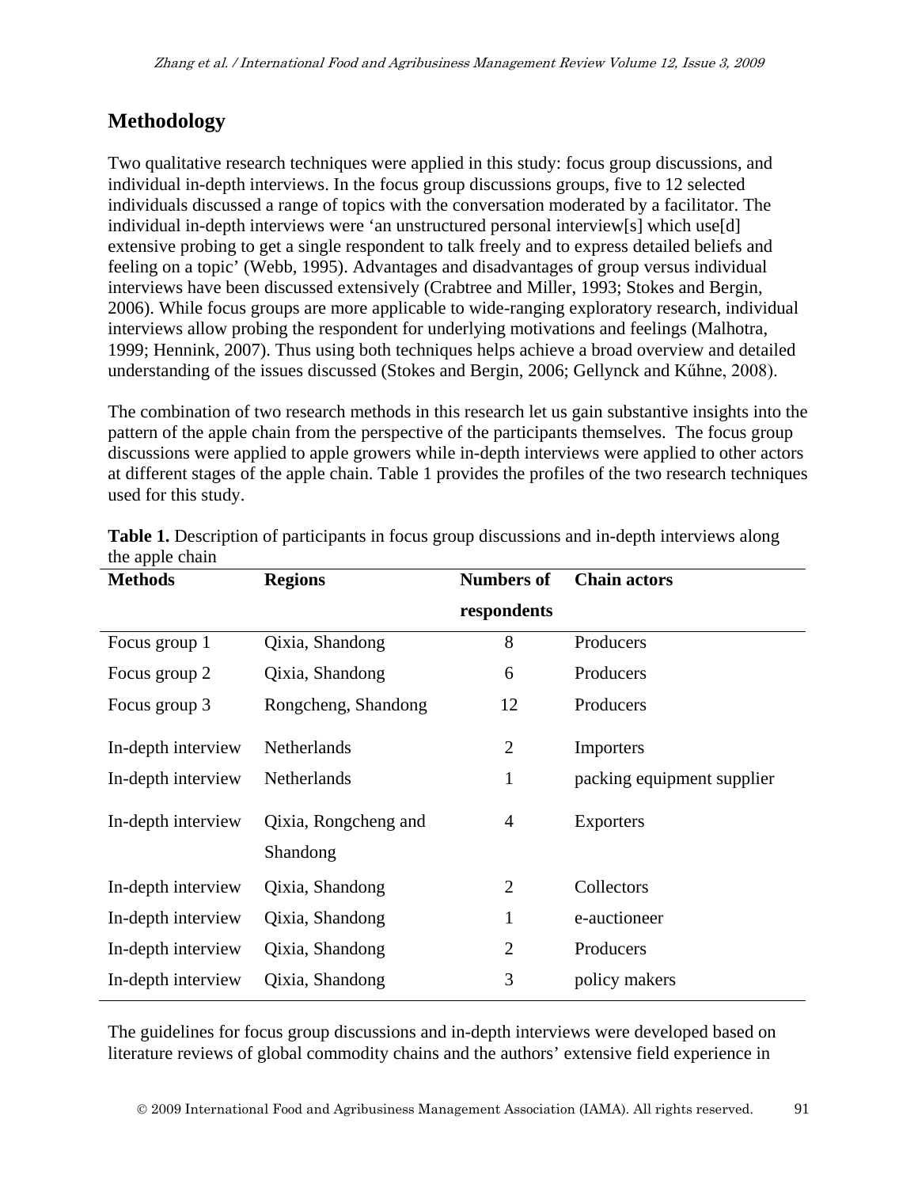## Methodology

Two qualitative research techniques were applied in this study: focus group discussions, and individual in-depth interviews. In the focus group discussions groups, five to 12 selected individuals discussed a range of topics with the conversation moderated by a facilitator. The individual in-depth interviews were 'an unstructured personal interview[s] which use[d] extensive probing to get a single respondent to talk freely and to express detailed beliefs and feeling on a topic' (Webb, 1995). Advantages and disadvantages of group versus individual interviews have been discussed extensively (Crabtree and Miller, 1993; Stokes and Bergin, 2006). While focus groups are more applicable to wide-ranging exploratory research, individual interviews allow probing the respondent for underlying motivations and feelings (Malhotra, 1999; Hennink, 2007). Thus using both techniques helps achieve a broad overview and detailed understanding of the issues discussed (Stokes and Bergin, 2006; Gellynck and Kűhne, 2008).

The combination of two research methods in this research let us gain substantive insights into the pattern of the apple chain from the perspective of the participants themselves. The focus group discussions were applied to apple growers while in-depth interviews were applied to other actors at different stages of the apple chain. Table 1 provides the profiles of the two research techniques used for this study.

**Table 1.** Description of participants in focus group discussions and in-depth interviews along the apple chain

| Methods | Regions | Numbers of respondents | Chain actors |
|---|---|---|---|
| Focus group 1 | Qixia, Shandong | 8 | Producers |
| Focus group 2 | Qixia, Shandong | 6 | Producers |
| Focus group 3 | Rongcheng, Shandong | 12 | Producers |
| In-depth interview | Netherlands | 2 | Importers |
| In-depth interview | Netherlands | 1 | packing equipment supplier |
| In-depth interview | Qixia, Rongcheng and Shandong | 4 | Exporters |
| In-depth interview | Qixia, Shandong | 2 | Collectors |
| In-depth interview | Qixia, Shandong | 1 | e-auctioneer |
| In-depth interview | Qixia, Shandong | 2 | Producers |
| In-depth interview | Qixia, Shandong | 3 | policy makers |

The guidelines for focus group discussions and in-depth interviews were developed based on literature reviews of global commodity chains and the authors' extensive field experience in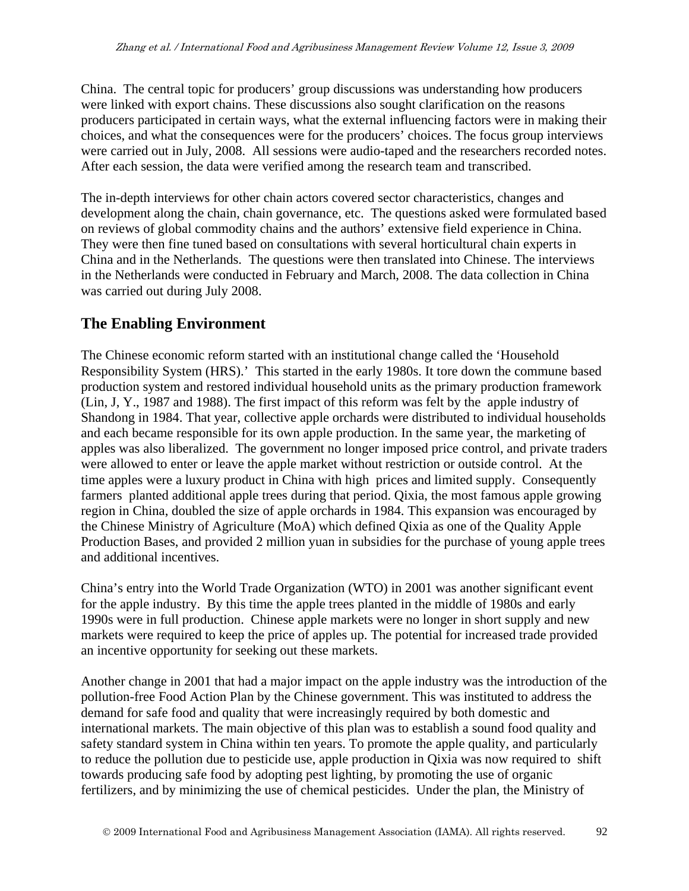China. The central topic for producers' group discussions was understanding how producers were linked with export chains. These discussions also sought clarification on the reasons producers participated in certain ways, what the external influencing factors were in making their choices, and what the consequences were for the producers' choices. The focus group interviews were carried out in July, 2008. All sessions were audio-taped and the researchers recorded notes. After each session, the data were verified among the research team and transcribed.

The in-depth interviews for other chain actors covered sector characteristics, changes and development along the chain, chain governance, etc. The questions asked were formulated based on reviews of global commodity chains and the authors' extensive field experience in China. They were then fine tuned based on consultations with several horticultural chain experts in China and in the Netherlands. The questions were then translated into Chinese. The interviews in the Netherlands were conducted in February and March, 2008. The data collection in China was carried out during July 2008.

## The Enabling Environment

The Chinese economic reform started with an institutional change called the 'Household Responsibility System (HRS).' This started in the early 1980s. It tore down the commune based production system and restored individual household units as the primary production framework (Lin, J, Y., 1987 and 1988). The first impact of this reform was felt by the apple industry of Shandong in 1984. That year, collective apple orchards were distributed to individual households and each became responsible for its own apple production. In the same year, the marketing of apples was also liberalized. The government no longer imposed price control, and private traders were allowed to enter or leave the apple market without restriction or outside control. At the time apples were a luxury product in China with high prices and limited supply. Consequently farmers planted additional apple trees during that period. Qixia, the most famous apple growing region in China, doubled the size of apple orchards in 1984. This expansion was encouraged by the Chinese Ministry of Agriculture (MoA) which defined Qixia as one of the Quality Apple Production Bases, and provided 2 million yuan in subsidies for the purchase of young apple trees and additional incentives.

China's entry into the World Trade Organization (WTO) in 2001 was another significant event for the apple industry. By this time the apple trees planted in the middle of 1980s and early 1990s were in full production. Chinese apple markets were no longer in short supply and new markets were required to keep the price of apples up. The potential for increased trade provided an incentive opportunity for seeking out these markets.

Another change in 2001 that had a major impact on the apple industry was the introduction of the pollution-free Food Action Plan by the Chinese government. This was instituted to address the demand for safe food and quality that were increasingly required by both domestic and international markets. The main objective of this plan was to establish a sound food quality and safety standard system in China within ten years. To promote the apple quality, and particularly to reduce the pollution due to pesticide use, apple production in Qixia was now required to shift towards producing safe food by adopting pest lighting, by promoting the use of organic fertilizers, and by minimizing the use of chemical pesticides. Under the plan, the Ministry of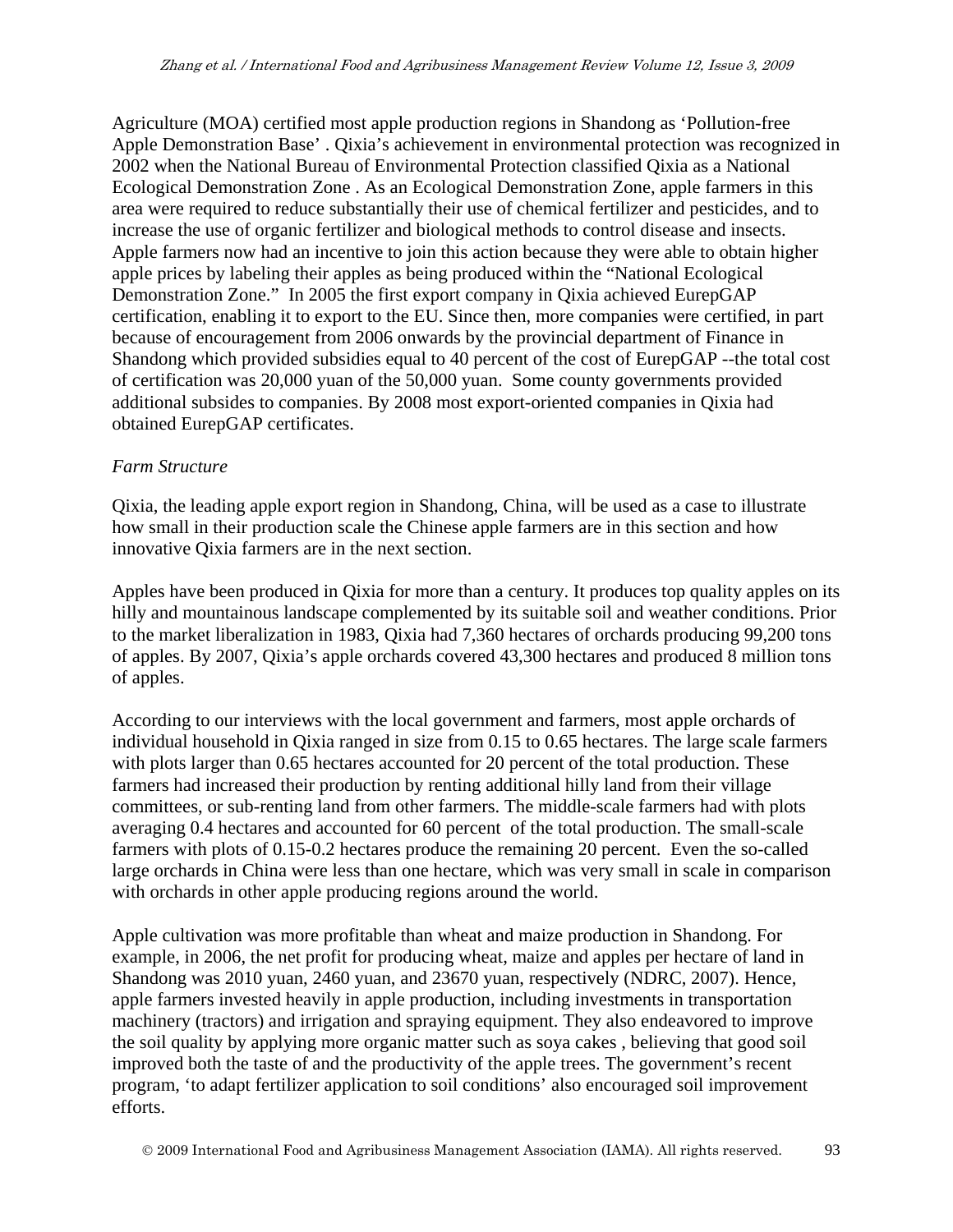Agriculture (MOA) certified most apple production regions in Shandong as 'Pollution-free Apple Demonstration Base' . Qixia's achievement in environmental protection was recognized in 2002 when the National Bureau of Environmental Protection classified Qixia as a National Ecological Demonstration Zone . As an Ecological Demonstration Zone, apple farmers in this area were required to reduce substantially their use of chemical fertilizer and pesticides, and to increase the use of organic fertilizer and biological methods to control disease and insects. Apple farmers now had an incentive to join this action because they were able to obtain higher apple prices by labeling their apples as being produced within the "National Ecological Demonstration Zone." In 2005 the first export company in Qixia achieved EurepGAP certification, enabling it to export to the EU. Since then, more companies were certified, in part because of encouragement from 2006 onwards by the provincial department of Finance in Shandong which provided subsidies equal to 40 percent of the cost of EurepGAP --the total cost of certification was 20,000 yuan of the 50,000 yuan. Some county governments provided additional subsides to companies. By 2008 most export-oriented companies in Qixia had obtained EurepGAP certificates.

*Farm Structure*

Qixia, the leading apple export region in Shandong, China, will be used as a case to illustrate how small in their production scale the Chinese apple farmers are in this section and how innovative Qixia farmers are in the next section.

Apples have been produced in Qixia for more than a century. It produces top quality apples on its hilly and mountainous landscape complemented by its suitable soil and weather conditions. Prior to the market liberalization in 1983, Qixia had 7,360 hectares of orchards producing 99,200 tons of apples. By 2007, Qixia's apple orchards covered 43,300 hectares and produced 8 million tons of apples.

According to our interviews with the local government and farmers, most apple orchards of individual household in Qixia ranged in size from 0.15 to 0.65 hectares. The large scale farmers with plots larger than 0.65 hectares accounted for 20 percent of the total production. These farmers had increased their production by renting additional hilly land from their village committees, or sub-renting land from other farmers. The middle-scale farmers had with plots averaging 0.4 hectares and accounted for 60 percent of the total production. The small-scale farmers with plots of 0.15-0.2 hectares produce the remaining 20 percent. Even the so-called large orchards in China were less than one hectare, which was very small in scale in comparison with orchards in other apple producing regions around the world.

Apple cultivation was more profitable than wheat and maize production in Shandong. For example, in 2006, the net profit for producing wheat, maize and apples per hectare of land in Shandong was 2010 yuan, 2460 yuan, and 23670 yuan, respectively (NDRC, 2007). Hence, apple farmers invested heavily in apple production, including investments in transportation machinery (tractors) and irrigation and spraying equipment. They also endeavored to improve the soil quality by applying more organic matter such as soya cakes , believing that good soil improved both the taste of and the productivity of the apple trees. The government's recent program, 'to adapt fertilizer application to soil conditions' also encouraged soil improvement efforts.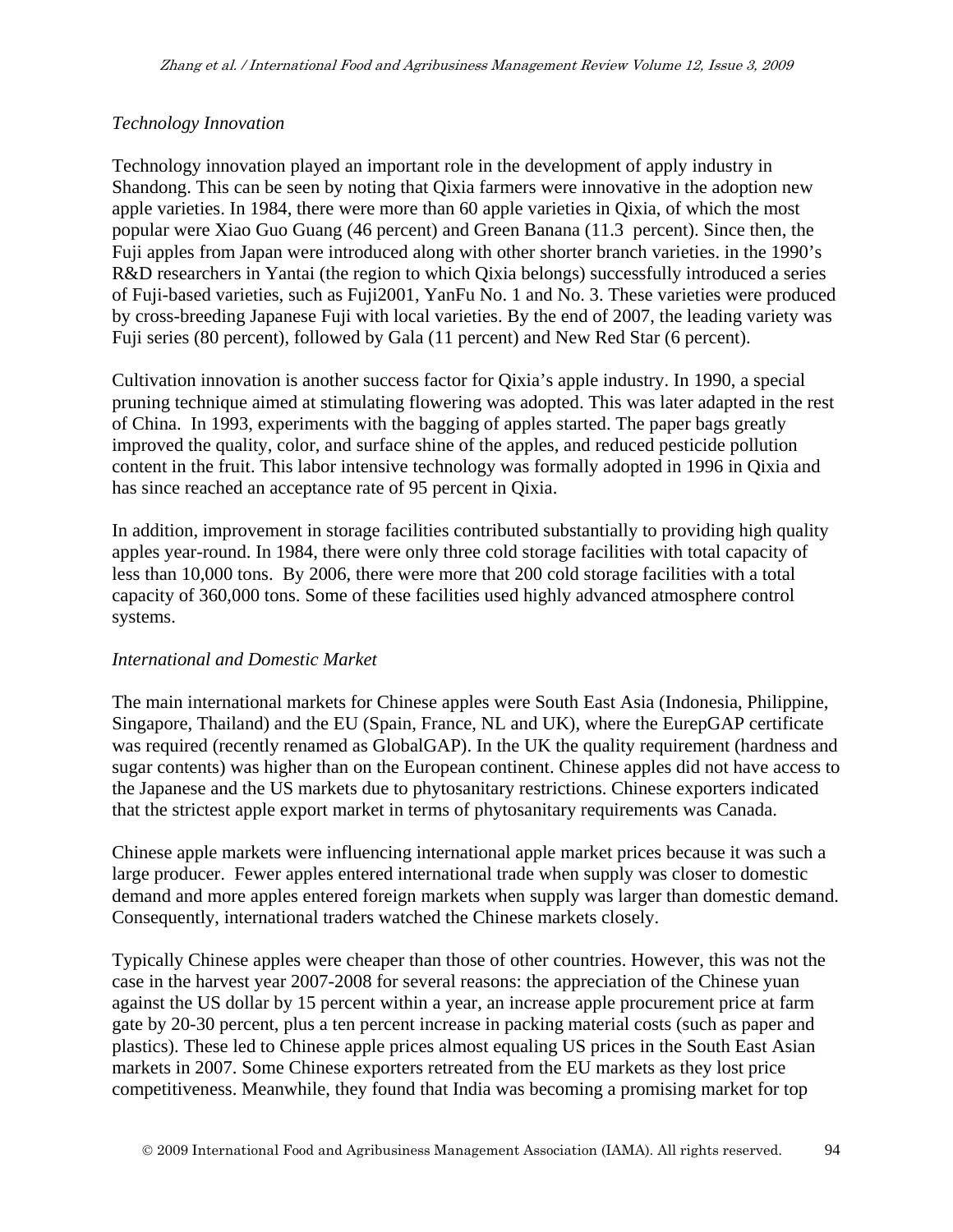*Technology Innovation*

Technology innovation played an important role in the development of apply industry in Shandong. This can be seen by noting that Qixia farmers were innovative in the adoption new apple varieties. In 1984, there were more than 60 apple varieties in Qixia, of which the most popular were Xiao Guo Guang (46 percent) and Green Banana (11.3 percent). Since then, the Fuji apples from Japan were introduced along with other shorter branch varieties. in the 1990's R&D researchers in Yantai (the region to which Qixia belongs) successfully introduced a series of Fuji-based varieties, such as Fuji2001, YanFu No. 1 and No. 3. These varieties were produced by cross-breeding Japanese Fuji with local varieties. By the end of 2007, the leading variety was Fuji series (80 percent), followed by Gala (11 percent) and New Red Star (6 percent).

Cultivation innovation is another success factor for Qixia's apple industry. In 1990, a special pruning technique aimed at stimulating flowering was adopted. This was later adapted in the rest of China. In 1993, experiments with the bagging of apples started. The paper bags greatly improved the quality, color, and surface shine of the apples, and reduced pesticide pollution content in the fruit. This labor intensive technology was formally adopted in 1996 in Qixia and has since reached an acceptance rate of 95 percent in Qixia.

In addition, improvement in storage facilities contributed substantially to providing high quality apples year-round. In 1984, there were only three cold storage facilities with total capacity of less than 10,000 tons. By 2006, there were more that 200 cold storage facilities with a total capacity of 360,000 tons. Some of these facilities used highly advanced atmosphere control systems.

*International and Domestic Market*

The main international markets for Chinese apples were South East Asia (Indonesia, Philippine, Singapore, Thailand) and the EU (Spain, France, NL and UK), where the EurepGAP certificate was required (recently renamed as GlobalGAP). In the UK the quality requirement (hardness and sugar contents) was higher than on the European continent. Chinese apples did not have access to the Japanese and the US markets due to phytosanitary restrictions. Chinese exporters indicated that the strictest apple export market in terms of phytosanitary requirements was Canada.

Chinese apple markets were influencing international apple market prices because it was such a large producer. Fewer apples entered international trade when supply was closer to domestic demand and more apples entered foreign markets when supply was larger than domestic demand. Consequently, international traders watched the Chinese markets closely.

Typically Chinese apples were cheaper than those of other countries. However, this was not the case in the harvest year 2007-2008 for several reasons: the appreciation of the Chinese yuan against the US dollar by 15 percent within a year, an increase apple procurement price at farm gate by 20-30 percent, plus a ten percent increase in packing material costs (such as paper and plastics). These led to Chinese apple prices almost equaling US prices in the South East Asian markets in 2007. Some Chinese exporters retreated from the EU markets as they lost price competitiveness. Meanwhile, they found that India was becoming a promising market for top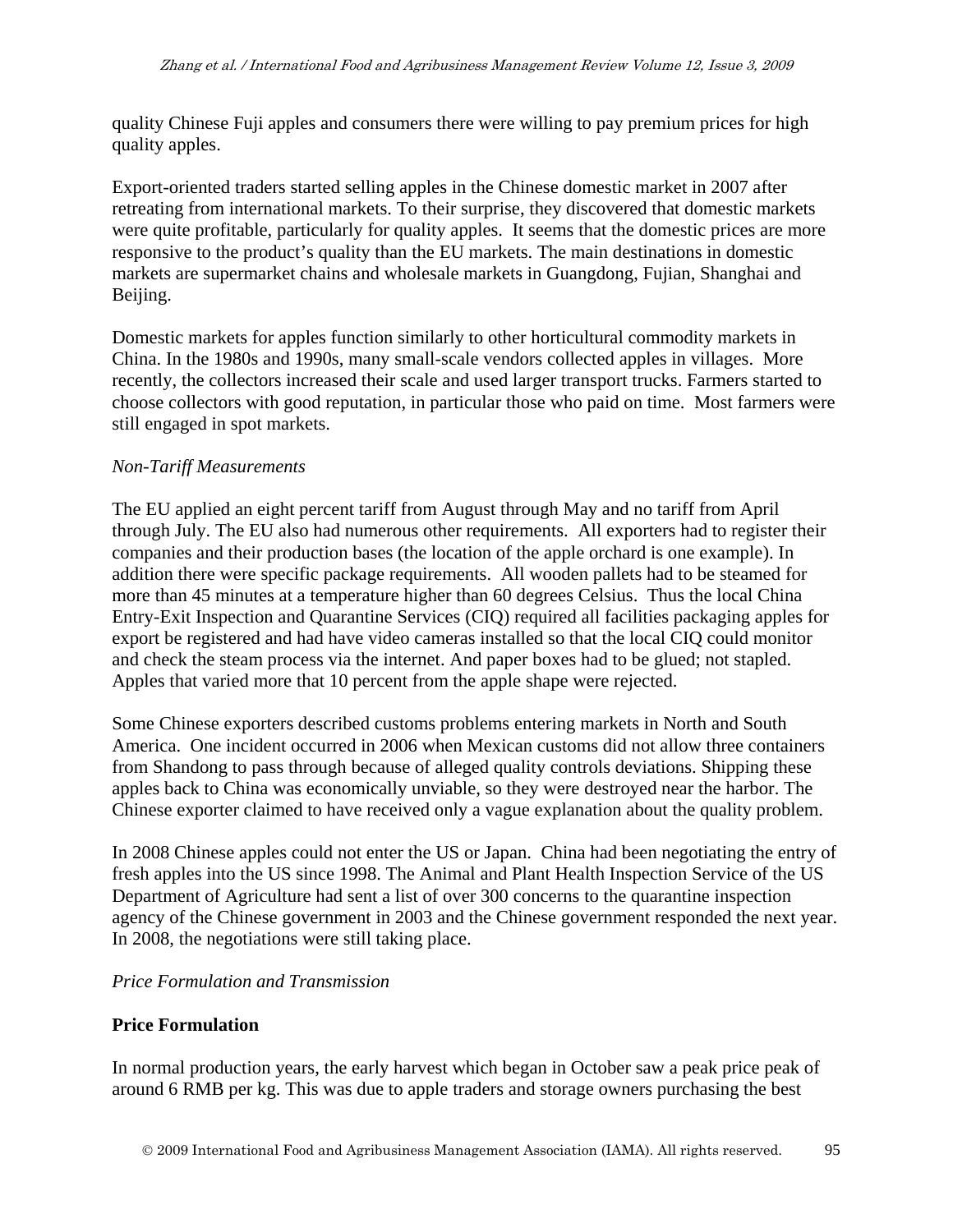quality Chinese Fuji apples and consumers there were willing to pay premium prices for high quality apples.

Export-oriented traders started selling apples in the Chinese domestic market in 2007 after retreating from international markets. To their surprise, they discovered that domestic markets were quite profitable, particularly for quality apples. It seems that the domestic prices are more responsive to the product's quality than the EU markets. The main destinations in domestic markets are supermarket chains and wholesale markets in Guangdong, Fujian, Shanghai and Beijing.

Domestic markets for apples function similarly to other horticultural commodity markets in China. In the 1980s and 1990s, many small-scale vendors collected apples in villages. More recently, the collectors increased their scale and used larger transport trucks. Farmers started to choose collectors with good reputation, in particular those who paid on time. Most farmers were still engaged in spot markets.

*Non-Tariff Measurements*

The EU applied an eight percent tariff from August through May and no tariff from April through July. The EU also had numerous other requirements. All exporters had to register their companies and their production bases (the location of the apple orchard is one example). In addition there were specific package requirements. All wooden pallets had to be steamed for more than 45 minutes at a temperature higher than 60 degrees Celsius. Thus the local China Entry-Exit Inspection and Quarantine Services (CIQ) required all facilities packaging apples for export be registered and had have video cameras installed so that the local CIQ could monitor and check the steam process via the internet. And paper boxes had to be glued; not stapled. Apples that varied more that 10 percent from the apple shape were rejected.

Some Chinese exporters described customs problems entering markets in North and South America. One incident occurred in 2006 when Mexican customs did not allow three containers from Shandong to pass through because of alleged quality controls deviations. Shipping these apples back to China was economically unviable, so they were destroyed near the harbor. The Chinese exporter claimed to have received only a vague explanation about the quality problem.

In 2008 Chinese apples could not enter the US or Japan. China had been negotiating the entry of fresh apples into the US since 1998. The Animal and Plant Health Inspection Service of the US Department of Agriculture had sent a list of over 300 concerns to the quarantine inspection agency of the Chinese government in 2003 and the Chinese government responded the next year. In 2008, the negotiations were still taking place.

*Price Formulation and Transmission*

**Price Formulation**

In normal production years, the early harvest which began in October saw a peak price peak of around 6 RMB per kg. This was due to apple traders and storage owners purchasing the best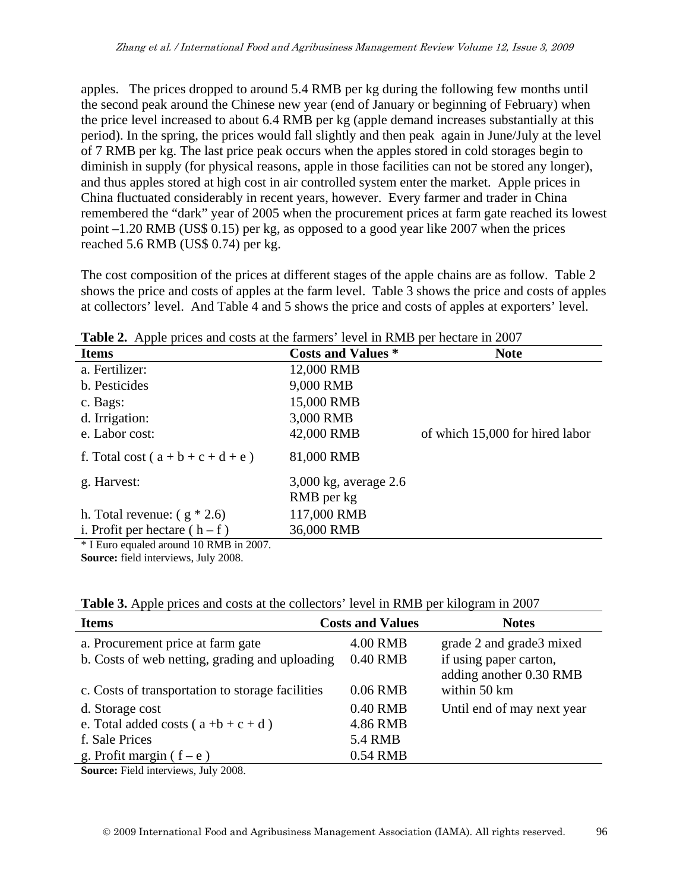apples. The prices dropped to around 5.4 RMB per kg during the following few months until the second peak around the Chinese new year (end of January or beginning of February) when the price level increased to about 6.4 RMB per kg (apple demand increases substantially at this period). In the spring, the prices would fall slightly and then peak again in June/July at the level of 7 RMB per kg. The last price peak occurs when the apples stored in cold storages begin to diminish in supply (for physical reasons, apple in those facilities can not be stored any longer), and thus apples stored at high cost in air controlled system enter the market. Apple prices in China fluctuated considerably in recent years, however. Every farmer and trader in China remembered the "dark" year of 2005 when the procurement prices at farm gate reached its lowest point –1.20 RMB (US$ 0.15) per kg, as opposed to a good year like 2007 when the prices reached 5.6 RMB (US$ 0.74) per kg.

The cost composition of the prices at different stages of the apple chains are as follow. Table 2 shows the price and costs of apples at the farm level. Table 3 shows the price and costs of apples at collectors' level. And Table 4 and 5 shows the price and costs of apples at exporters' level.

**Table 2.** Apple prices and costs at the farmers' level in RMB per hectare in 2007

| Items | Costs and Values * | Note |
|---|---|---|
| a. Fertilizer: | 12,000 RMB | |
| b. Pesticides | 9,000 RMB | |
| c. Bags: | 15,000 RMB | |
| d. Irrigation: | 3,000 RMB | |
| e. Labor cost: | 42,000 RMB | of which 15,000 for hired labor |
| f. Total cost ( a + b + c + d + e ) | 81,000 RMB | |
| g. Harvest: | 3,000 kg, average 2.6 RMB per kg | |
| h. Total revenue: ( g * 2.6) | 117,000 RMB | |
| i. Profit per hectare ( h – f ) | 36,000 RMB | |

* I Euro equaled around 10 RMB in 2007.
**Source:** field interviews, July 2008.

**Table 3.** Apple prices and costs at the collectors' level in RMB per kilogram in 2007

| Items | Costs and Values | Notes |
|---|---|---|
| a. Procurement price at farm gate | 4.00 RMB | grade 2 and grade3 mixed |
| b. Costs of web netting, grading and uploading | 0.40 RMB | if using paper carton, adding another 0.30 RMB |
| c. Costs of transportation to storage facilities | 0.06 RMB | within 50 km |
| d. Storage cost | 0.40 RMB | Until end of may next year |
| e. Total added costs ( a +b + c + d ) | 4.86 RMB | |
| f. Sale Prices | 5.4 RMB | |
| g. Profit margin ( f – e ) | 0.54 RMB | |

**Source:** Field interviews, July 2008.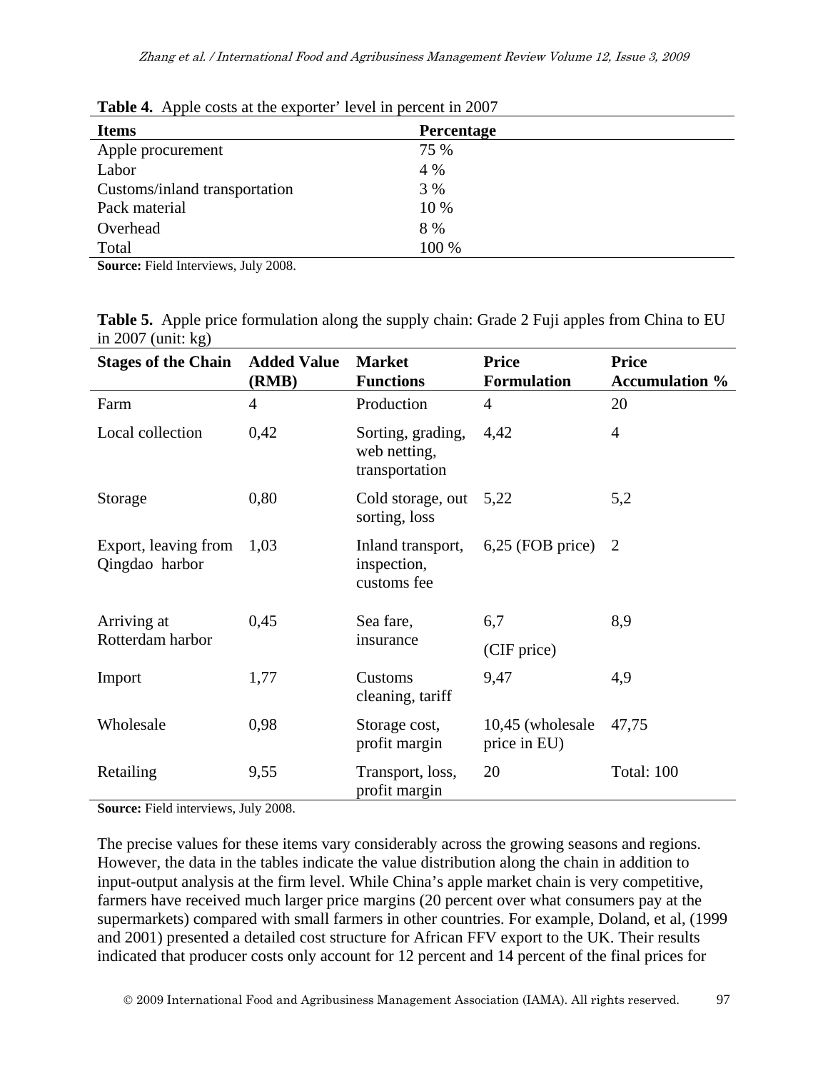**Table 4.** Apple costs at the exporter' level in percent in 2007

| Items | Percentage |
|---|---|
| Apple procurement | 75 % |
| Labor | 4 % |
| Customs/inland transportation | 3 % |
| Pack material | 10 % |
| Overhead | 8 % |
| Total | 100 % |

**Source:** Field Interviews, July 2008.

**Table 5.** Apple price formulation along the supply chain: Grade 2 Fuji apples from China to EU in 2007 (unit: kg)

| Stages of the Chain | Added Value (RMB) | Market Functions | Price Formulation | Price Accumulation % |
|---|---|---|---|---|
| Farm | 4 | Production | 4 | 20 |
| Local collection | 0,42 | Sorting, grading, web netting, transportation | 4,42 | 4 |
| Storage | 0,80 | Cold storage, out sorting, loss | 5,22 | 5,2 |
| Export, leaving from Qingdao harbor | 1,03 | Inland transport, inspection, customs fee | 6,25 (FOB price) | 2 |
| Arriving at Rotterdam harbor | 0,45 | Sea fare, insurance | 6,7 (CIF price) | 8,9 |
| Import | 1,77 | Customs cleaning, tariff | 9,47 | 4,9 |
| Wholesale | 0,98 | Storage cost, profit margin | 10,45 (wholesale price in EU) | 47,75 |
| Retailing | 9,55 | Transport, loss, profit margin | 20 | Total: 100 |

**Source:** Field interviews, July 2008.

The precise values for these items vary considerably across the growing seasons and regions. However, the data in the tables indicate the value distribution along the chain in addition to input-output analysis at the firm level. While China's apple market chain is very competitive, farmers have received much larger price margins (20 percent over what consumers pay at the supermarkets) compared with small farmers in other countries. For example, Doland, et al, (1999 and 2001) presented a detailed cost structure for African FFV export to the UK. Their results indicated that producer costs only account for 12 percent and 14 percent of the final prices for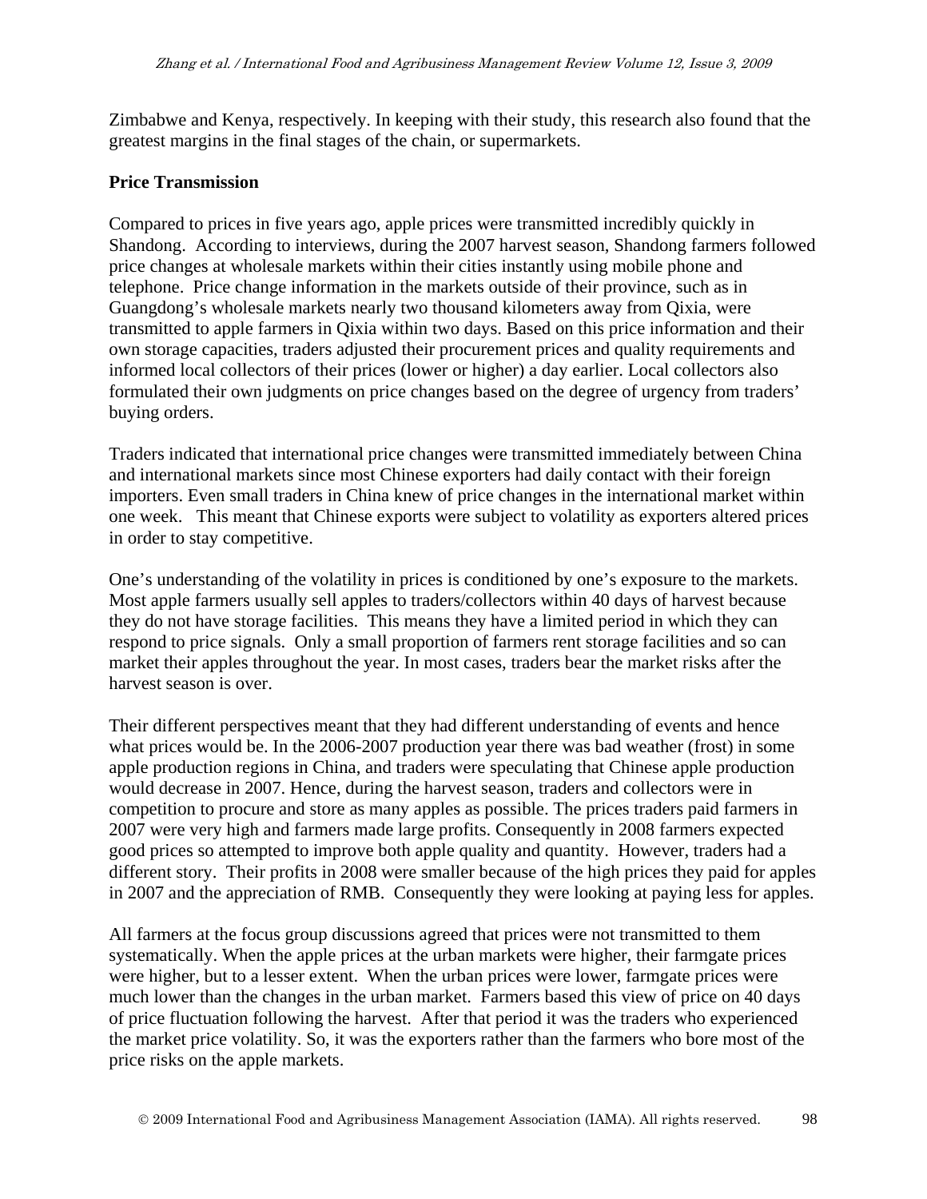Zimbabwe and Kenya, respectively. In keeping with their study, this research also found that the greatest margins in the final stages of the chain, or supermarkets.

**Price Transmission**

Compared to prices in five years ago, apple prices were transmitted incredibly quickly in Shandong. According to interviews, during the 2007 harvest season, Shandong farmers followed price changes at wholesale markets within their cities instantly using mobile phone and telephone. Price change information in the markets outside of their province, such as in Guangdong's wholesale markets nearly two thousand kilometers away from Qixia, were transmitted to apple farmers in Qixia within two days. Based on this price information and their own storage capacities, traders adjusted their procurement prices and quality requirements and informed local collectors of their prices (lower or higher) a day earlier. Local collectors also formulated their own judgments on price changes based on the degree of urgency from traders' buying orders.

Traders indicated that international price changes were transmitted immediately between China and international markets since most Chinese exporters had daily contact with their foreign importers. Even small traders in China knew of price changes in the international market within one week. This meant that Chinese exports were subject to volatility as exporters altered prices in order to stay competitive.

One's understanding of the volatility in prices is conditioned by one's exposure to the markets. Most apple farmers usually sell apples to traders/collectors within 40 days of harvest because they do not have storage facilities. This means they have a limited period in which they can respond to price signals. Only a small proportion of farmers rent storage facilities and so can market their apples throughout the year. In most cases, traders bear the market risks after the harvest season is over.

Their different perspectives meant that they had different understanding of events and hence what prices would be. In the 2006-2007 production year there was bad weather (frost) in some apple production regions in China, and traders were speculating that Chinese apple production would decrease in 2007. Hence, during the harvest season, traders and collectors were in competition to procure and store as many apples as possible. The prices traders paid farmers in 2007 were very high and farmers made large profits. Consequently in 2008 farmers expected good prices so attempted to improve both apple quality and quantity. However, traders had a different story. Their profits in 2008 were smaller because of the high prices they paid for apples in 2007 and the appreciation of RMB. Consequently they were looking at paying less for apples.

All farmers at the focus group discussions agreed that prices were not transmitted to them systematically. When the apple prices at the urban markets were higher, their farmgate prices were higher, but to a lesser extent. When the urban prices were lower, farmgate prices were much lower than the changes in the urban market. Farmers based this view of price on 40 days of price fluctuation following the harvest. After that period it was the traders who experienced the market price volatility. So, it was the exporters rather than the farmers who bore most of the price risks on the apple markets.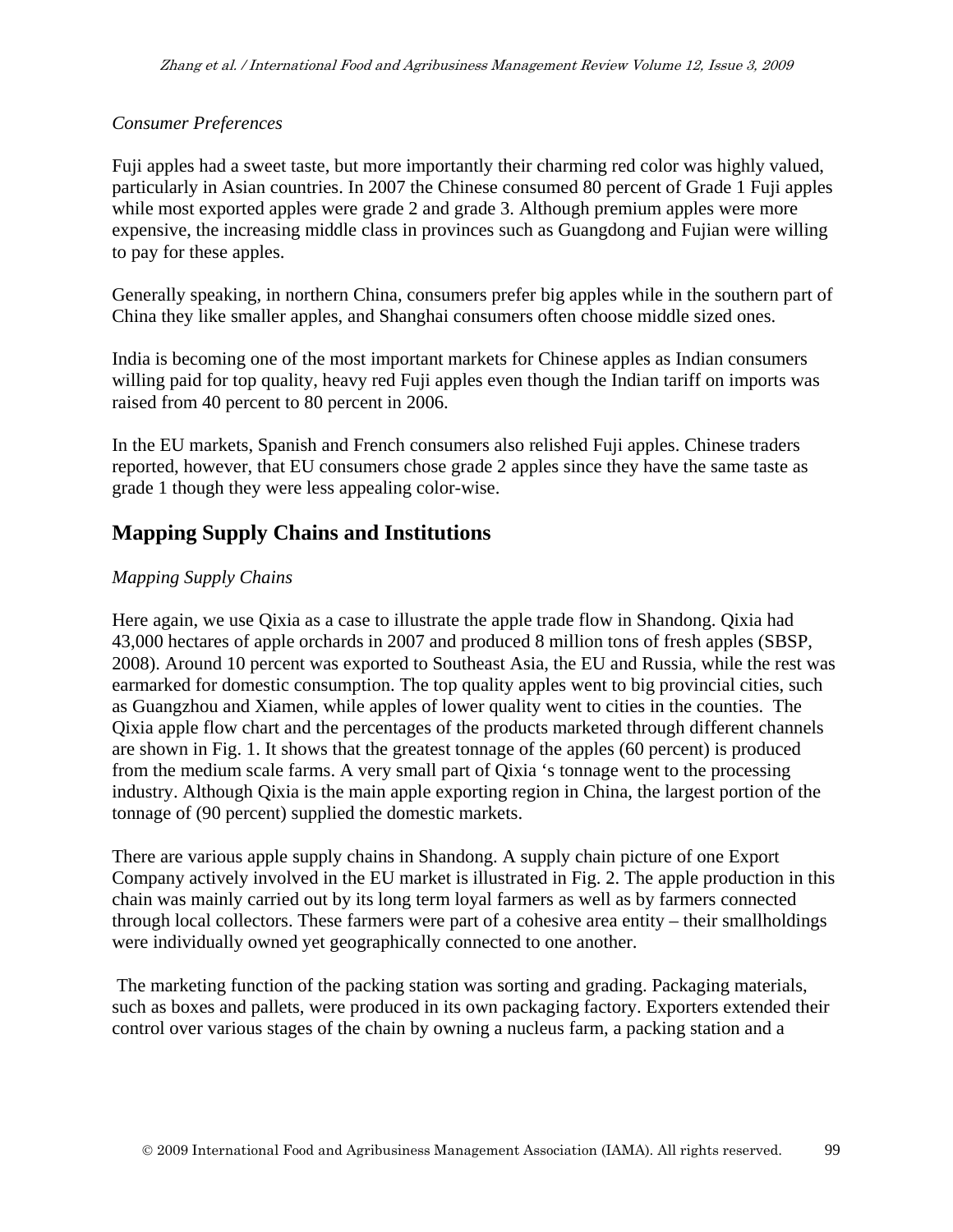*Consumer Preferences*

Fuji apples had a sweet taste, but more importantly their charming red color was highly valued, particularly in Asian countries. In 2007 the Chinese consumed 80 percent of Grade 1 Fuji apples while most exported apples were grade 2 and grade 3. Although premium apples were more expensive, the increasing middle class in provinces such as Guangdong and Fujian were willing to pay for these apples.

Generally speaking, in northern China, consumers prefer big apples while in the southern part of China they like smaller apples, and Shanghai consumers often choose middle sized ones.

India is becoming one of the most important markets for Chinese apples as Indian consumers willing paid for top quality, heavy red Fuji apples even though the Indian tariff on imports was raised from 40 percent to 80 percent in 2006.

In the EU markets, Spanish and French consumers also relished Fuji apples. Chinese traders reported, however, that EU consumers chose grade 2 apples since they have the same taste as grade 1 though they were less appealing color-wise.

## Mapping Supply Chains and Institutions

*Mapping Supply Chains*

Here again, we use Qixia as a case to illustrate the apple trade flow in Shandong. Qixia had 43,000 hectares of apple orchards in 2007 and produced 8 million tons of fresh apples (SBSP, 2008). Around 10 percent was exported to Southeast Asia, the EU and Russia, while the rest was earmarked for domestic consumption. The top quality apples went to big provincial cities, such as Guangzhou and Xiamen, while apples of lower quality went to cities in the counties. The Qixia apple flow chart and the percentages of the products marketed through different channels are shown in Fig. 1. It shows that the greatest tonnage of the apples (60 percent) is produced from the medium scale farms. A very small part of Qixia 's tonnage went to the processing industry. Although Qixia is the main apple exporting region in China, the largest portion of the tonnage of (90 percent) supplied the domestic markets.

There are various apple supply chains in Shandong. A supply chain picture of one Export Company actively involved in the EU market is illustrated in Fig. 2. The apple production in this chain was mainly carried out by its long term loyal farmers as well as by farmers connected through local collectors. These farmers were part of a cohesive area entity – their smallholdings were individually owned yet geographically connected to one another.

The marketing function of the packing station was sorting and grading. Packaging materials, such as boxes and pallets, were produced in its own packaging factory. Exporters extended their control over various stages of the chain by owning a nucleus farm, a packing station and a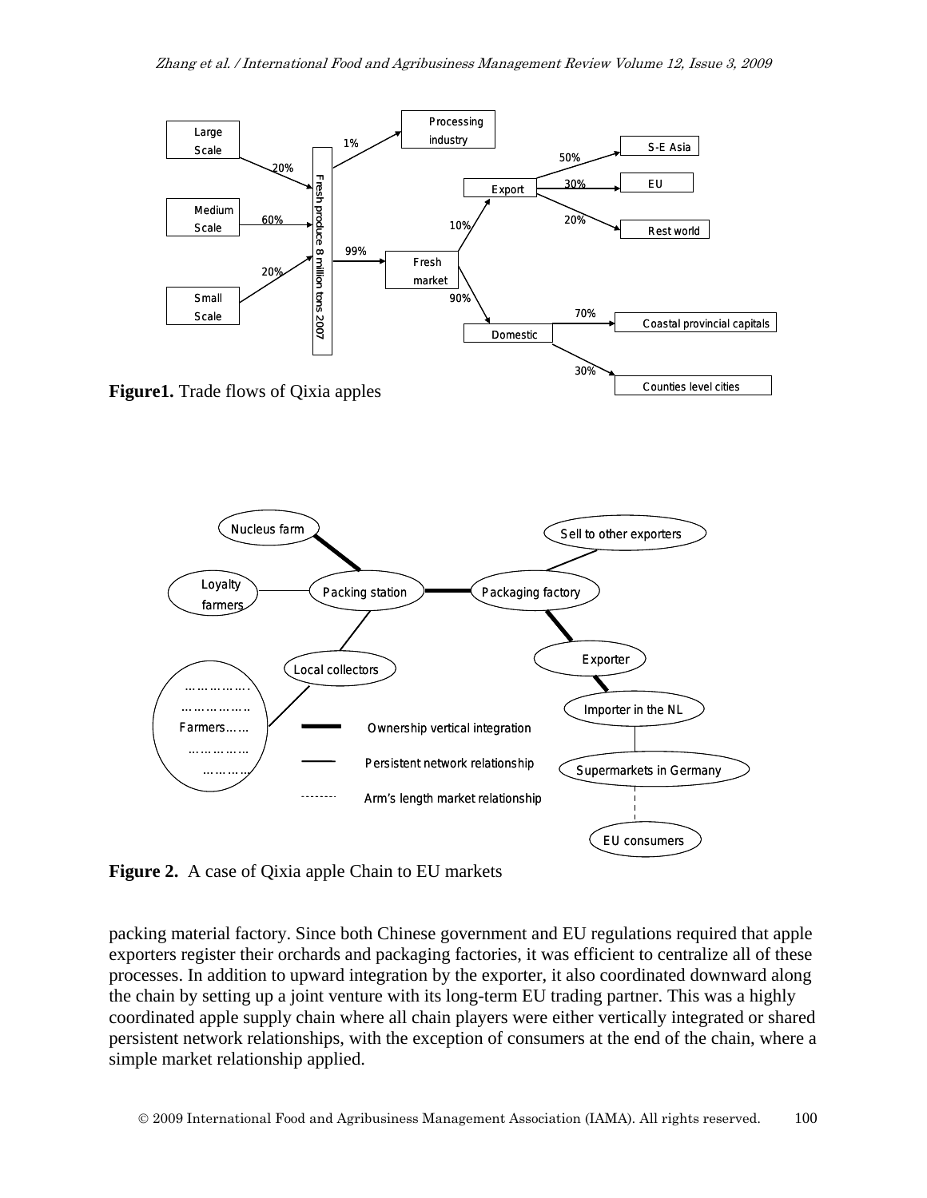**Figure1.** Trade flows of Qixia apples

**Figure 2.** A case of Qixia apple Chain to EU markets

packing material factory. Since both Chinese government and EU regulations required that apple exporters register their orchards and packaging factories, it was efficient to centralize all of these processes. In addition to upward integration by the exporter, it also coordinated downward along the chain by setting up a joint venture with its long-term EU trading partner. This was a highly coordinated apple supply chain where all chain players were either vertically integrated or shared persistent network relationships, with the exception of consumers at the end of the chain, where a simple market relationship applied.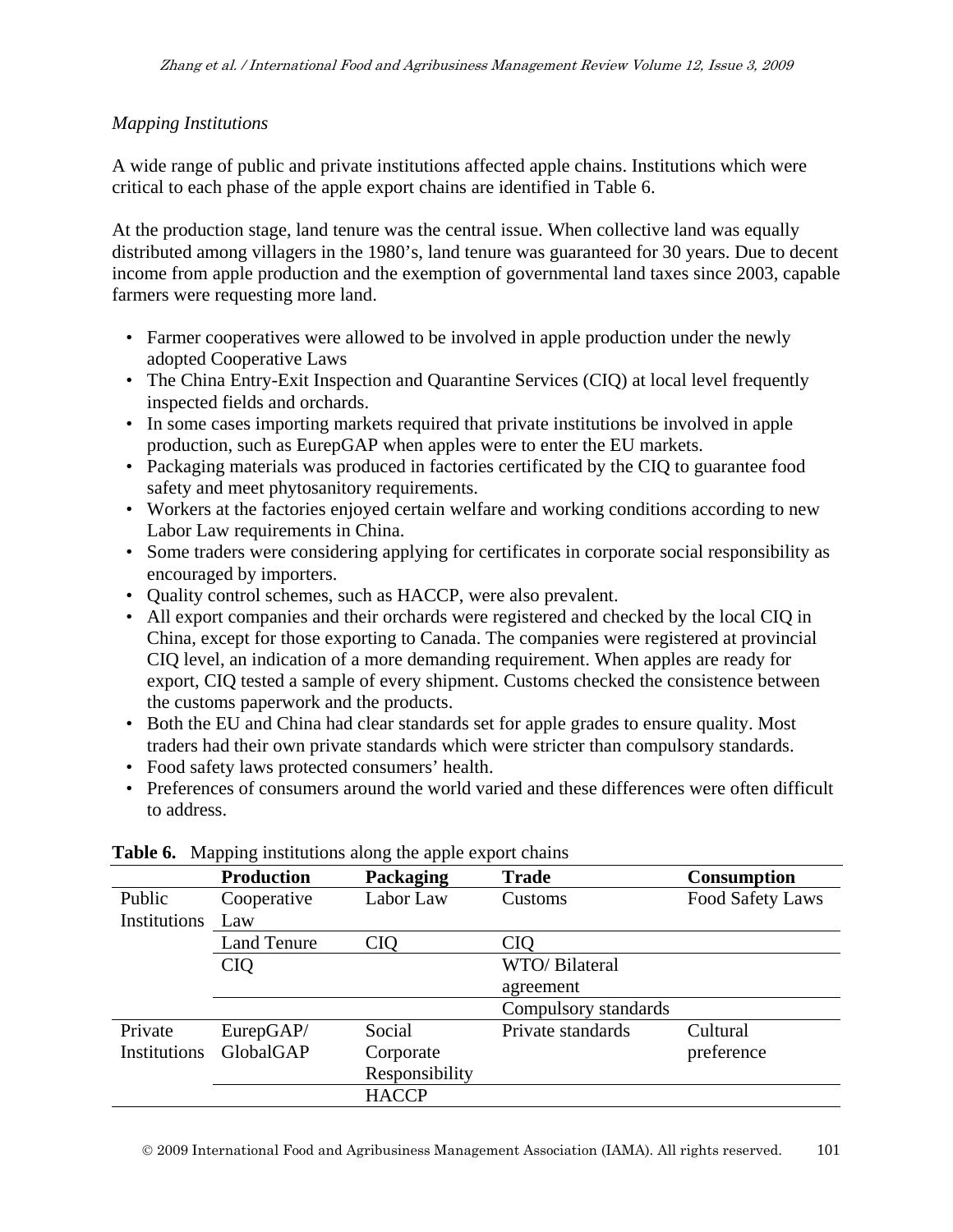*Mapping Institutions*

A wide range of public and private institutions affected apple chains. Institutions which were critical to each phase of the apple export chains are identified in Table 6.

At the production stage, land tenure was the central issue. When collective land was equally distributed among villagers in the 1980's, land tenure was guaranteed for 30 years. Due to decent income from apple production and the exemption of governmental land taxes since 2003, capable farmers were requesting more land.

- Farmer cooperatives were allowed to be involved in apple production under the newly adopted Cooperative Laws
- The China Entry-Exit Inspection and Quarantine Services (CIQ) at local level frequently inspected fields and orchards.
- In some cases importing markets required that private institutions be involved in apple production, such as EurepGAP when apples were to enter the EU markets.
- Packaging materials was produced in factories certificated by the CIQ to guarantee food safety and meet phytosanitory requirements.
- Workers at the factories enjoyed certain welfare and working conditions according to new Labor Law requirements in China.
- Some traders were considering applying for certificates in corporate social responsibility as encouraged by importers.
- Quality control schemes, such as HACCP, were also prevalent.
- All export companies and their orchards were registered and checked by the local CIQ in China, except for those exporting to Canada. The companies were registered at provincial CIQ level, an indication of a more demanding requirement. When apples are ready for export, CIQ tested a sample of every shipment. Customs checked the consistence between the customs paperwork and the products.
- Both the EU and China had clear standards set for apple grades to ensure quality. Most traders had their own private standards which were stricter than compulsory standards.
- Food safety laws protected consumers' health.
- Preferences of consumers around the world varied and these differences were often difficult to address.

**Table 6.** Mapping institutions along the apple export chains

| | Production | Packaging | Trade | Consumption |
|---|---|---|---|---|
| Public Institutions | Cooperative Law | Labor Law | Customs | Food Safety Laws |
| | Land Tenure | CIQ | CIQ | |
| | CIQ | | WTO/ Bilateral agreement | |
| | | | Compulsory standards | |
| Private Institutions | EurepGAP/ GlobalGAP | Social Corporate Responsibility | Private standards | Cultural preference |
| | | HACCP | | |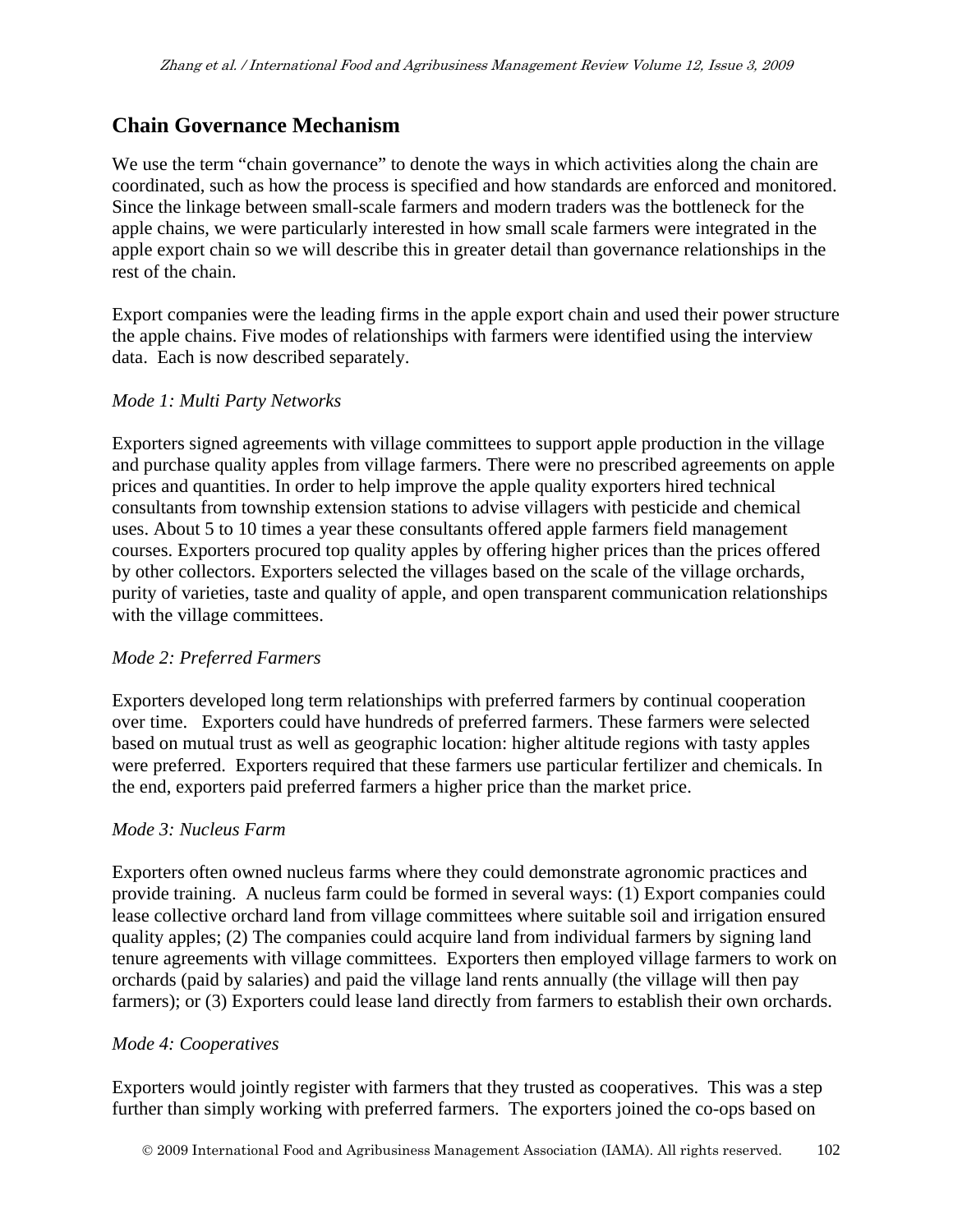## Chain Governance Mechanism

We use the term "chain governance" to denote the ways in which activities along the chain are coordinated, such as how the process is specified and how standards are enforced and monitored. Since the linkage between small-scale farmers and modern traders was the bottleneck for the apple chains, we were particularly interested in how small scale farmers were integrated in the apple export chain so we will describe this in greater detail than governance relationships in the rest of the chain.

Export companies were the leading firms in the apple export chain and used their power structure the apple chains. Five modes of relationships with farmers were identified using the interview data. Each is now described separately.

*Mode 1: Multi Party Networks*

Exporters signed agreements with village committees to support apple production in the village and purchase quality apples from village farmers. There were no prescribed agreements on apple prices and quantities. In order to help improve the apple quality exporters hired technical consultants from township extension stations to advise villagers with pesticide and chemical uses. About 5 to 10 times a year these consultants offered apple farmers field management courses. Exporters procured top quality apples by offering higher prices than the prices offered by other collectors. Exporters selected the villages based on the scale of the village orchards, purity of varieties, taste and quality of apple, and open transparent communication relationships with the village committees.

*Mode 2: Preferred Farmers*

Exporters developed long term relationships with preferred farmers by continual cooperation over time. Exporters could have hundreds of preferred farmers. These farmers were selected based on mutual trust as well as geographic location: higher altitude regions with tasty apples were preferred. Exporters required that these farmers use particular fertilizer and chemicals. In the end, exporters paid preferred farmers a higher price than the market price.

*Mode 3: Nucleus Farm*

Exporters often owned nucleus farms where they could demonstrate agronomic practices and provide training. A nucleus farm could be formed in several ways: (1) Export companies could lease collective orchard land from village committees where suitable soil and irrigation ensured quality apples; (2) The companies could acquire land from individual farmers by signing land tenure agreements with village committees. Exporters then employed village farmers to work on orchards (paid by salaries) and paid the village land rents annually (the village will then pay farmers); or (3) Exporters could lease land directly from farmers to establish their own orchards.

*Mode 4: Cooperatives*

Exporters would jointly register with farmers that they trusted as cooperatives. This was a step further than simply working with preferred farmers. The exporters joined the co-ops based on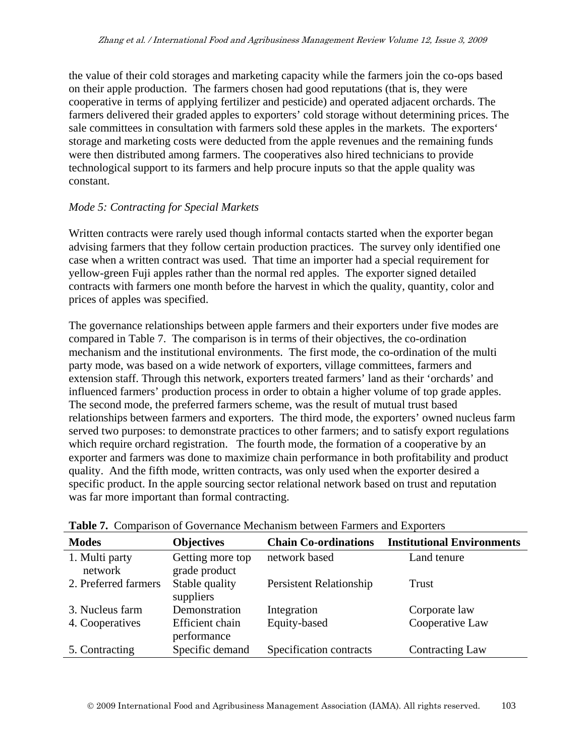the value of their cold storages and marketing capacity while the farmers join the co-ops based on their apple production. The farmers chosen had good reputations (that is, they were cooperative in terms of applying fertilizer and pesticide) and operated adjacent orchards. The farmers delivered their graded apples to exporters' cold storage without determining prices. The sale committees in consultation with farmers sold these apples in the markets. The exporters' storage and marketing costs were deducted from the apple revenues and the remaining funds were then distributed among farmers. The cooperatives also hired technicians to provide technological support to its farmers and help procure inputs so that the apple quality was constant.

*Mode 5: Contracting for Special Markets*

Written contracts were rarely used though informal contacts started when the exporter began advising farmers that they follow certain production practices. The survey only identified one case when a written contract was used. That time an importer had a special requirement for yellow-green Fuji apples rather than the normal red apples. The exporter signed detailed contracts with farmers one month before the harvest in which the quality, quantity, color and prices of apples was specified.

The governance relationships between apple farmers and their exporters under five modes are compared in Table 7. The comparison is in terms of their objectives, the co-ordination mechanism and the institutional environments. The first mode, the co-ordination of the multi party mode, was based on a wide network of exporters, village committees, farmers and extension staff. Through this network, exporters treated farmers' land as their 'orchards' and influenced farmers' production process in order to obtain a higher volume of top grade apples. The second mode, the preferred farmers scheme, was the result of mutual trust based relationships between farmers and exporters. The third mode, the exporters' owned nucleus farm served two purposes: to demonstrate practices to other farmers; and to satisfy export regulations which require orchard registration. The fourth mode, the formation of a cooperative by an exporter and farmers was done to maximize chain performance in both profitability and product quality. And the fifth mode, written contracts, was only used when the exporter desired a specific product. In the apple sourcing sector relational network based on trust and reputation was far more important than formal contracting.

**Table 7.** Comparison of Governance Mechanism between Farmers and Exporters

| Modes | Objectives | Chain Co-ordinations | Institutional Environments |
|---|---|---|---|
| 1. Multi party network | Getting more top grade product | network based | Land tenure |
| 2. Preferred farmers | Stable quality suppliers | Persistent Relationship | Trust |
| 3. Nucleus farm | Demonstration | Integration | Corporate law |
| 4. Cooperatives | Efficient chain performance | Equity-based | Cooperative Law |
| 5. Contracting | Specific demand | Specification contracts | Contracting Law |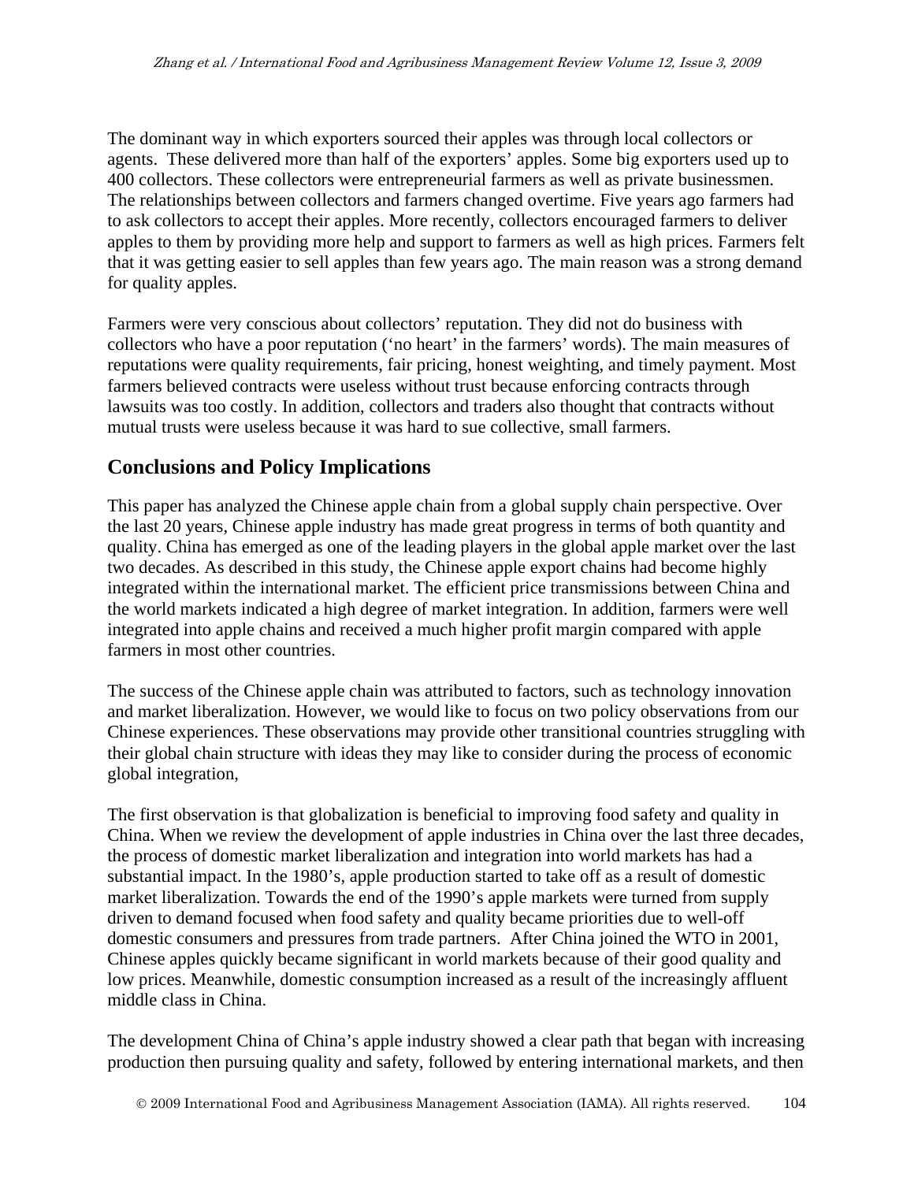The dominant way in which exporters sourced their apples was through local collectors or agents. These delivered more than half of the exporters' apples. Some big exporters used up to 400 collectors. These collectors were entrepreneurial farmers as well as private businessmen. The relationships between collectors and farmers changed overtime. Five years ago farmers had to ask collectors to accept their apples. More recently, collectors encouraged farmers to deliver apples to them by providing more help and support to farmers as well as high prices. Farmers felt that it was getting easier to sell apples than few years ago. The main reason was a strong demand for quality apples.

Farmers were very conscious about collectors' reputation. They did not do business with collectors who have a poor reputation ('no heart' in the farmers' words). The main measures of reputations were quality requirements, fair pricing, honest weighting, and timely payment. Most farmers believed contracts were useless without trust because enforcing contracts through lawsuits was too costly. In addition, collectors and traders also thought that contracts without mutual trusts were useless because it was hard to sue collective, small farmers.

## Conclusions and Policy Implications

This paper has analyzed the Chinese apple chain from a global supply chain perspective. Over the last 20 years, Chinese apple industry has made great progress in terms of both quantity and quality. China has emerged as one of the leading players in the global apple market over the last two decades. As described in this study, the Chinese apple export chains had become highly integrated within the international market. The efficient price transmissions between China and the world markets indicated a high degree of market integration. In addition, farmers were well integrated into apple chains and received a much higher profit margin compared with apple farmers in most other countries.

The success of the Chinese apple chain was attributed to factors, such as technology innovation and market liberalization. However, we would like to focus on two policy observations from our Chinese experiences. These observations may provide other transitional countries struggling with their global chain structure with ideas they may like to consider during the process of economic global integration,

The first observation is that globalization is beneficial to improving food safety and quality in China. When we review the development of apple industries in China over the last three decades, the process of domestic market liberalization and integration into world markets has had a substantial impact. In the 1980's, apple production started to take off as a result of domestic market liberalization. Towards the end of the 1990's apple markets were turned from supply driven to demand focused when food safety and quality became priorities due to well-off domestic consumers and pressures from trade partners. After China joined the WTO in 2001, Chinese apples quickly became significant in world markets because of their good quality and low prices. Meanwhile, domestic consumption increased as a result of the increasingly affluent middle class in China.

The development China of China's apple industry showed a clear path that began with increasing production then pursuing quality and safety, followed by entering international markets, and then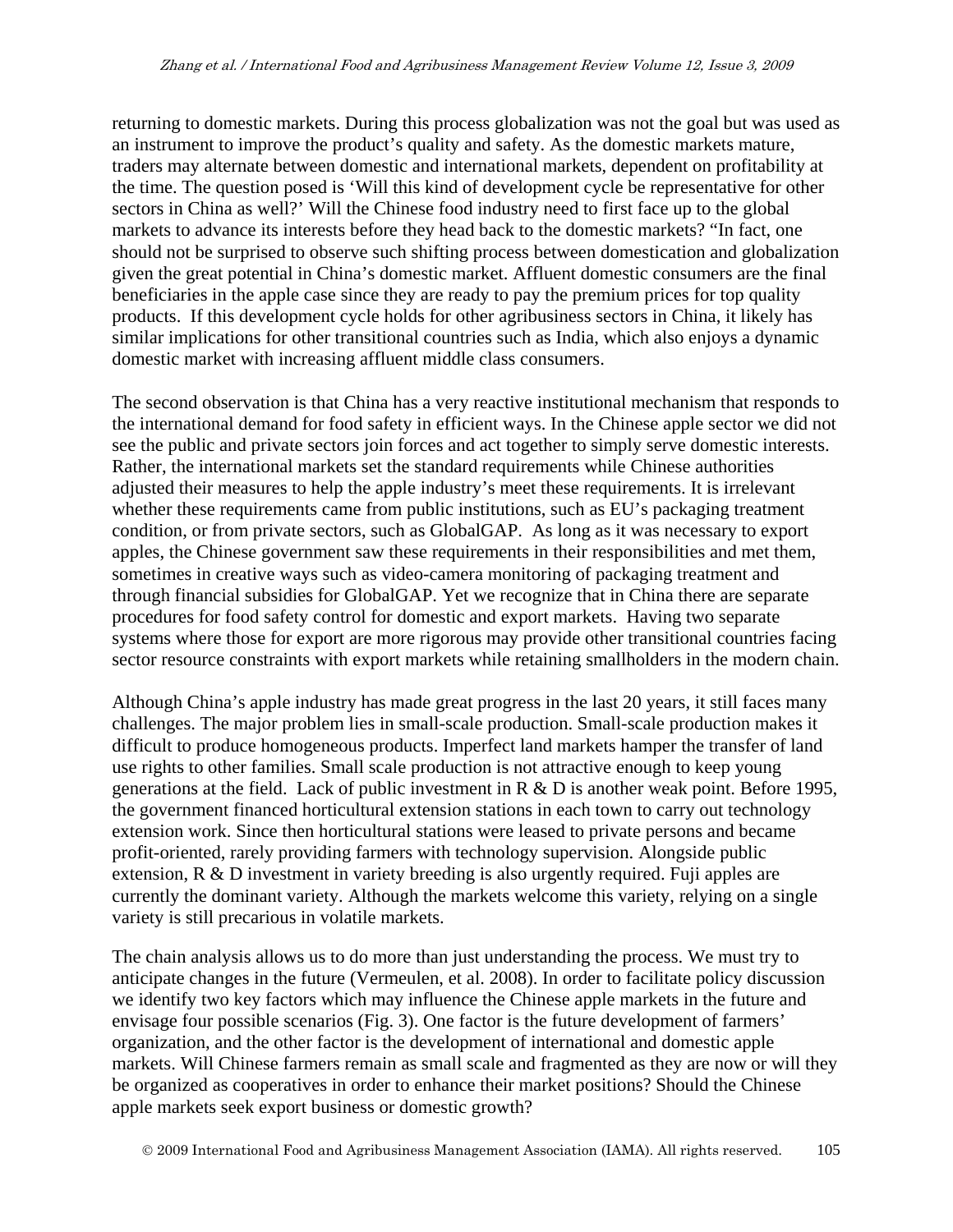returning to domestic markets. During this process globalization was not the goal but was used as an instrument to improve the product's quality and safety. As the domestic markets mature, traders may alternate between domestic and international markets, dependent on profitability at the time. The question posed is 'Will this kind of development cycle be representative for other sectors in China as well?' Will the Chinese food industry need to first face up to the global markets to advance its interests before they head back to the domestic markets? "In fact, one should not be surprised to observe such shifting process between domestication and globalization given the great potential in China's domestic market. Affluent domestic consumers are the final beneficiaries in the apple case since they are ready to pay the premium prices for top quality products. If this development cycle holds for other agribusiness sectors in China, it likely has similar implications for other transitional countries such as India, which also enjoys a dynamic domestic market with increasing affluent middle class consumers.

The second observation is that China has a very reactive institutional mechanism that responds to the international demand for food safety in efficient ways. In the Chinese apple sector we did not see the public and private sectors join forces and act together to simply serve domestic interests. Rather, the international markets set the standard requirements while Chinese authorities adjusted their measures to help the apple industry's meet these requirements. It is irrelevant whether these requirements came from public institutions, such as EU's packaging treatment condition, or from private sectors, such as GlobalGAP. As long as it was necessary to export apples, the Chinese government saw these requirements in their responsibilities and met them, sometimes in creative ways such as video-camera monitoring of packaging treatment and through financial subsidies for GlobalGAP. Yet we recognize that in China there are separate procedures for food safety control for domestic and export markets. Having two separate systems where those for export are more rigorous may provide other transitional countries facing sector resource constraints with export markets while retaining smallholders in the modern chain.

Although China's apple industry has made great progress in the last 20 years, it still faces many challenges. The major problem lies in small-scale production. Small-scale production makes it difficult to produce homogeneous products. Imperfect land markets hamper the transfer of land use rights to other families. Small scale production is not attractive enough to keep young generations at the field. Lack of public investment in R & D is another weak point. Before 1995, the government financed horticultural extension stations in each town to carry out technology extension work. Since then horticultural stations were leased to private persons and became profit-oriented, rarely providing farmers with technology supervision. Alongside public extension, R & D investment in variety breeding is also urgently required. Fuji apples are currently the dominant variety. Although the markets welcome this variety, relying on a single variety is still precarious in volatile markets.

The chain analysis allows us to do more than just understanding the process. We must try to anticipate changes in the future (Vermeulen, et al. 2008). In order to facilitate policy discussion we identify two key factors which may influence the Chinese apple markets in the future and envisage four possible scenarios (Fig. 3). One factor is the future development of farmers' organization, and the other factor is the development of international and domestic apple markets. Will Chinese farmers remain as small scale and fragmented as they are now or will they be organized as cooperatives in order to enhance their market positions? Should the Chinese apple markets seek export business or domestic growth?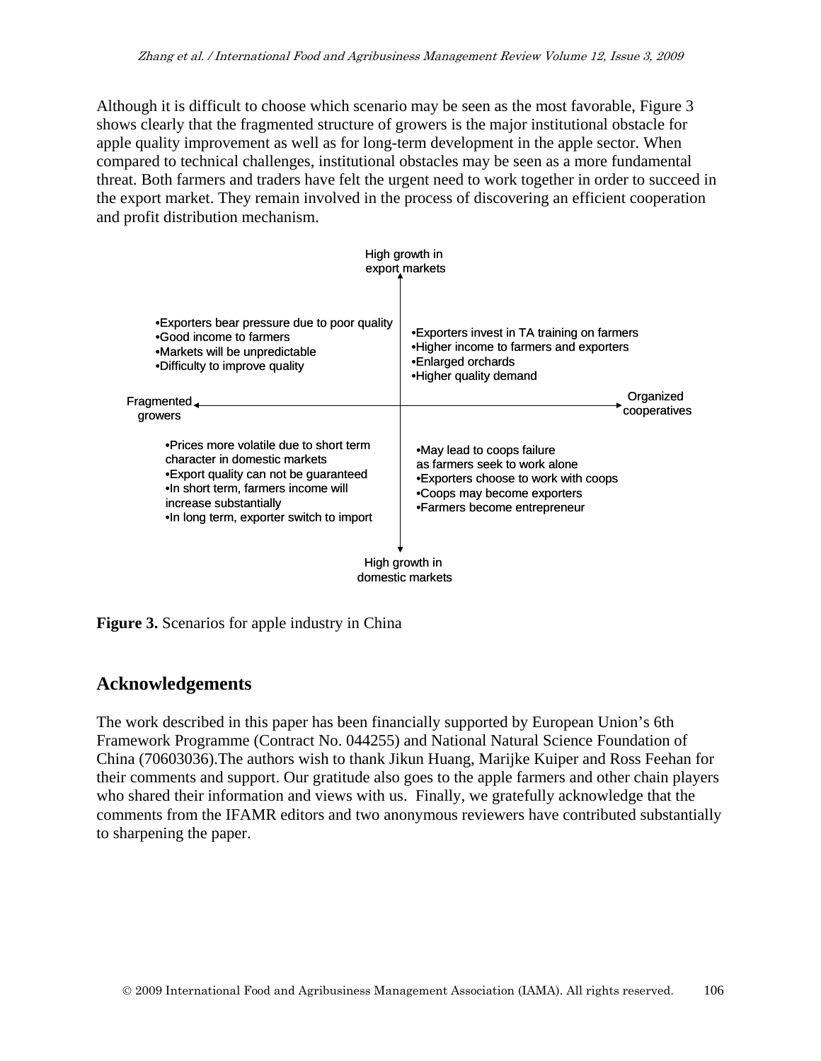Although it is difficult to choose which scenario may be seen as the most favorable, Figure 3 shows clearly that the fragmented structure of growers is the major institutional obstacle for apple quality improvement as well as for long-term development in the apple sector. When compared to technical challenges, institutional obstacles may be seen as a more fundamental threat. Both farmers and traders have felt the urgent need to work together in order to succeed in the export market. They remain involved in the process of discovering an efficient cooperation and profit distribution mechanism.

High growth in export markets

- Exporters bear pressure due to poor quality
- Good income to farmers
- Markets will be unpredictable
- Difficulty to improve quality

- Exporters invest in TA training on farmers
- Higher income to farmers and exporters
- Enlarged orchards
- Higher quality demand

Fragmented growers ← → Organized cooperatives

- Prices more volatile due to short term character in domestic markets
- Export quality can not be guaranteed
- In short term, farmers income will increase substantially
- In long term, exporter switch to import

- May lead to coops failure as farmers seek to work alone
- Exporters choose to work with coops
- Coops may become exporters
- Farmers become entrepreneur

High growth in domestic markets

**Figure 3.** Scenarios for apple industry in China

## Acknowledgements

The work described in this paper has been financially supported by European Union's 6th Framework Programme (Contract No. 044255) and National Natural Science Foundation of China (70603036).The authors wish to thank Jikun Huang, Marijke Kuiper and Ross Feehan for their comments and support. Our gratitude also goes to the apple farmers and other chain players who shared their information and views with us. Finally, we gratefully acknowledge that the comments from the IFAMR editors and two anonymous reviewers have contributed substantially to sharpening the paper.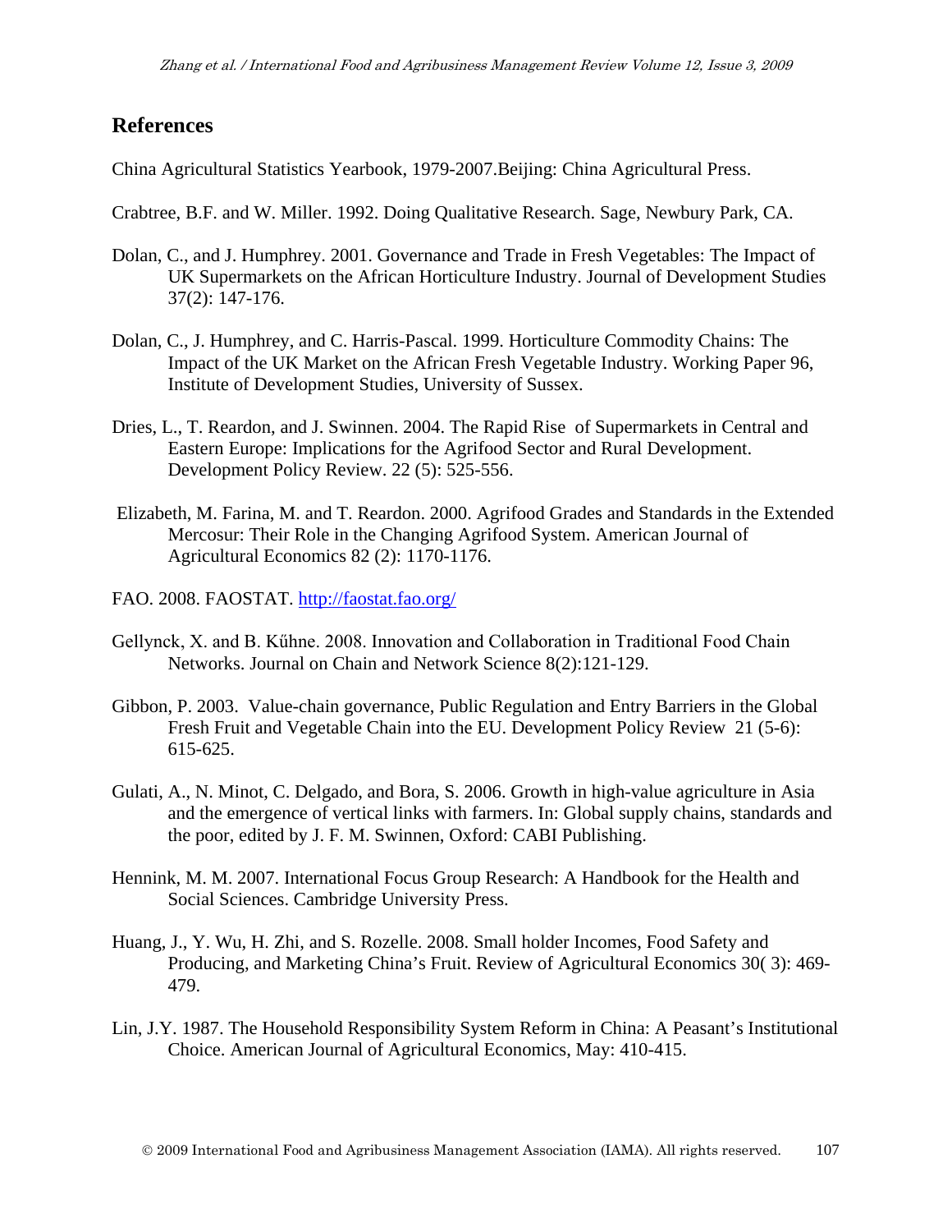## References

China Agricultural Statistics Yearbook, 1979-2007.Beijing: China Agricultural Press.

Crabtree, B.F. and W. Miller. 1992. Doing Qualitative Research. Sage, Newbury Park, CA.

Dolan, C., and J. Humphrey. 2001. Governance and Trade in Fresh Vegetables: The Impact of UK Supermarkets on the African Horticulture Industry. Journal of Development Studies 37(2): 147-176.

Dolan, C., J. Humphrey, and C. Harris-Pascal. 1999. Horticulture Commodity Chains: The Impact of the UK Market on the African Fresh Vegetable Industry. Working Paper 96, Institute of Development Studies, University of Sussex.

Dries, L., T. Reardon, and J. Swinnen. 2004. The Rapid Rise of Supermarkets in Central and Eastern Europe: Implications for the Agrifood Sector and Rural Development. Development Policy Review. 22 (5): 525-556.

Elizabeth, M. Farina, M. and T. Reardon. 2000. Agrifood Grades and Standards in the Extended Mercosur: Their Role in the Changing Agrifood System. American Journal of Agricultural Economics 82 (2): 1170-1176.

FAO. 2008. FAOSTAT. http://faostat.fao.org/

Gellynck, X. and B. Kűhne. 2008. Innovation and Collaboration in Traditional Food Chain Networks. Journal on Chain and Network Science 8(2):121-129.

Gibbon, P. 2003. Value-chain governance, Public Regulation and Entry Barriers in the Global Fresh Fruit and Vegetable Chain into the EU. Development Policy Review 21 (5-6): 615-625.

Gulati, A., N. Minot, C. Delgado, and Bora, S. 2006. Growth in high-value agriculture in Asia and the emergence of vertical links with farmers. In: Global supply chains, standards and the poor, edited by J. F. M. Swinnen, Oxford: CABI Publishing.

Hennink, M. M. 2007. International Focus Group Research: A Handbook for the Health and Social Sciences. Cambridge University Press.

Huang, J., Y. Wu, H. Zhi, and S. Rozelle. 2008. Small holder Incomes, Food Safety and Producing, and Marketing China's Fruit. Review of Agricultural Economics 30( 3): 469-479.

Lin, J.Y. 1987. The Household Responsibility System Reform in China: A Peasant's Institutional Choice. American Journal of Agricultural Economics, May: 410-415.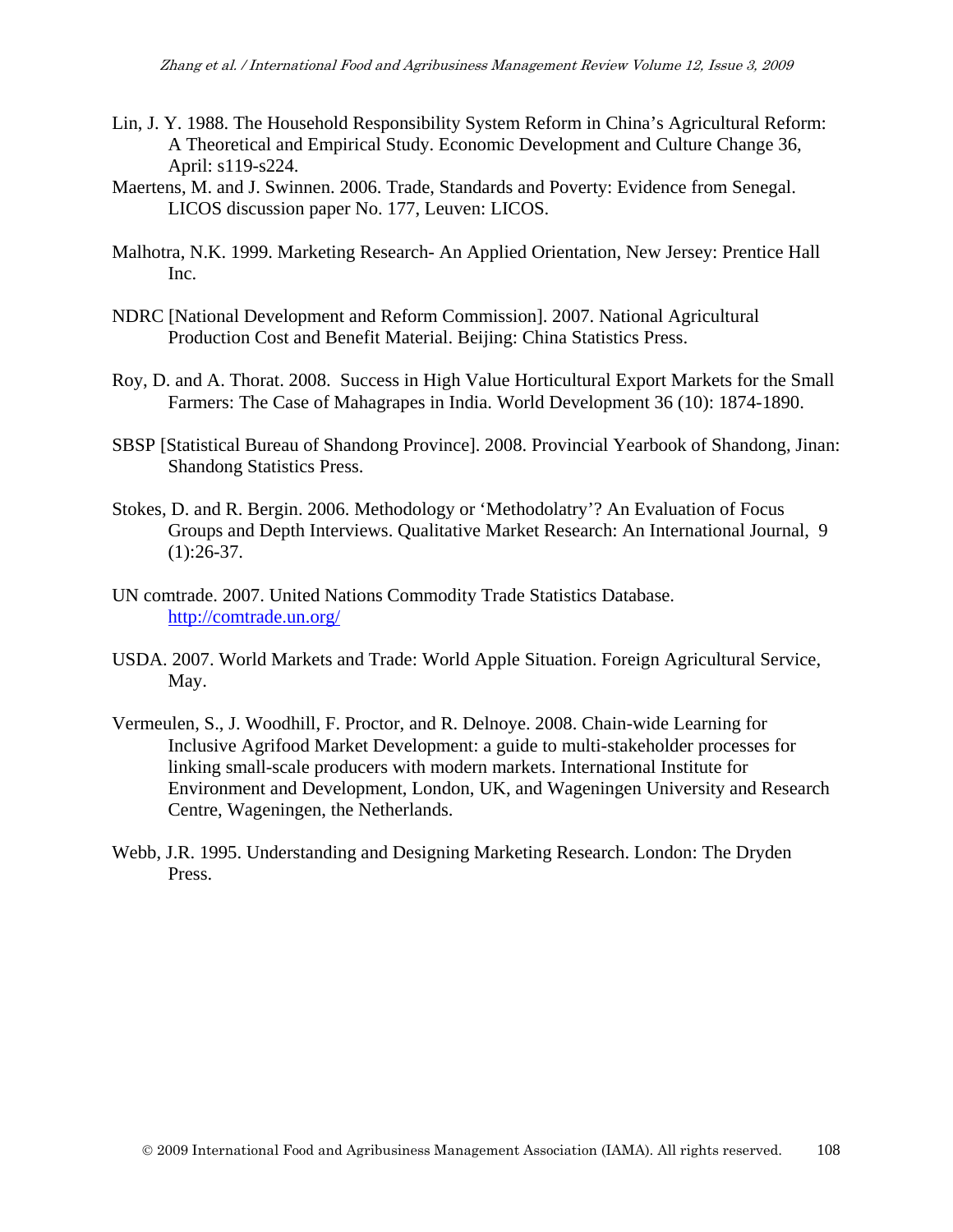Lin, J. Y. 1988. The Household Responsibility System Reform in China's Agricultural Reform: A Theoretical and Empirical Study. Economic Development and Culture Change 36, April: s119-s224.

Maertens, M. and J. Swinnen. 2006. Trade, Standards and Poverty: Evidence from Senegal. LICOS discussion paper No. 177, Leuven: LICOS.

Malhotra, N.K. 1999. Marketing Research- An Applied Orientation, New Jersey: Prentice Hall Inc.

NDRC [National Development and Reform Commission]. 2007. National Agricultural Production Cost and Benefit Material. Beijing: China Statistics Press.

Roy, D. and A. Thorat. 2008. Success in High Value Horticultural Export Markets for the Small Farmers: The Case of Mahagrapes in India. World Development 36 (10): 1874-1890.

SBSP [Statistical Bureau of Shandong Province]. 2008. Provincial Yearbook of Shandong, Jinan: Shandong Statistics Press.

Stokes, D. and R. Bergin. 2006. Methodology or 'Methodolatry'? An Evaluation of Focus Groups and Depth Interviews. Qualitative Market Research: An International Journal, 9 (1):26-37.

UN comtrade. 2007. United Nations Commodity Trade Statistics Database. http://comtrade.un.org/

USDA. 2007. World Markets and Trade: World Apple Situation. Foreign Agricultural Service, May.

Vermeulen, S., J. Woodhill, F. Proctor, and R. Delnoye. 2008. Chain-wide Learning for Inclusive Agrifood Market Development: a guide to multi-stakeholder processes for linking small-scale producers with modern markets. International Institute for Environment and Development, London, UK, and Wageningen University and Research Centre, Wageningen, the Netherlands.

Webb, J.R. 1995. Understanding and Designing Marketing Research. London: The Dryden Press.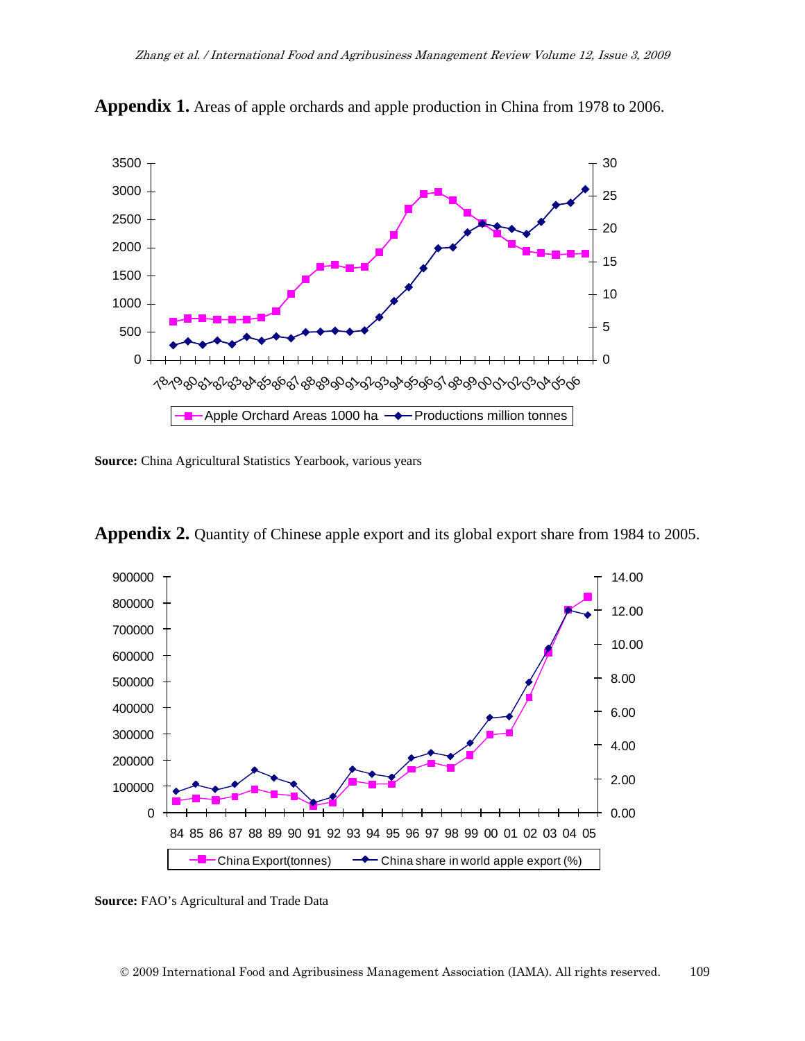**Appendix 1.** Areas of apple orchards and apple production in China from 1978 to 2006.

3500
3000
2500
2000
1500
1000
500
0

30
25
20
15
10
5
0

78 79 80 81 82 83 84 85 86 87 88 89 90 91 92 93 94 95 96 97 98 99 00 01 02 03 04 05 06

Apple Orchard Areas 1000 ha — Productions million tonnes

**Source:** China Agricultural Statistics Yearbook, various years

**Appendix 2.** Quantity of Chinese apple export and its global export share from 1984 to 2005.

900000
800000
700000
600000
500000
400000
300000
200000
100000
0

14.00
12.00
10.00
8.00
6.00
4.00
2.00
0.00

84 85 86 87 88 89 90 91 92 93 94 95 96 97 98 99 00 01 02 03 04 05

China Export(tonnes) — China share in world apple export (%)

**Source:** FAO's Agricultural and Trade Data